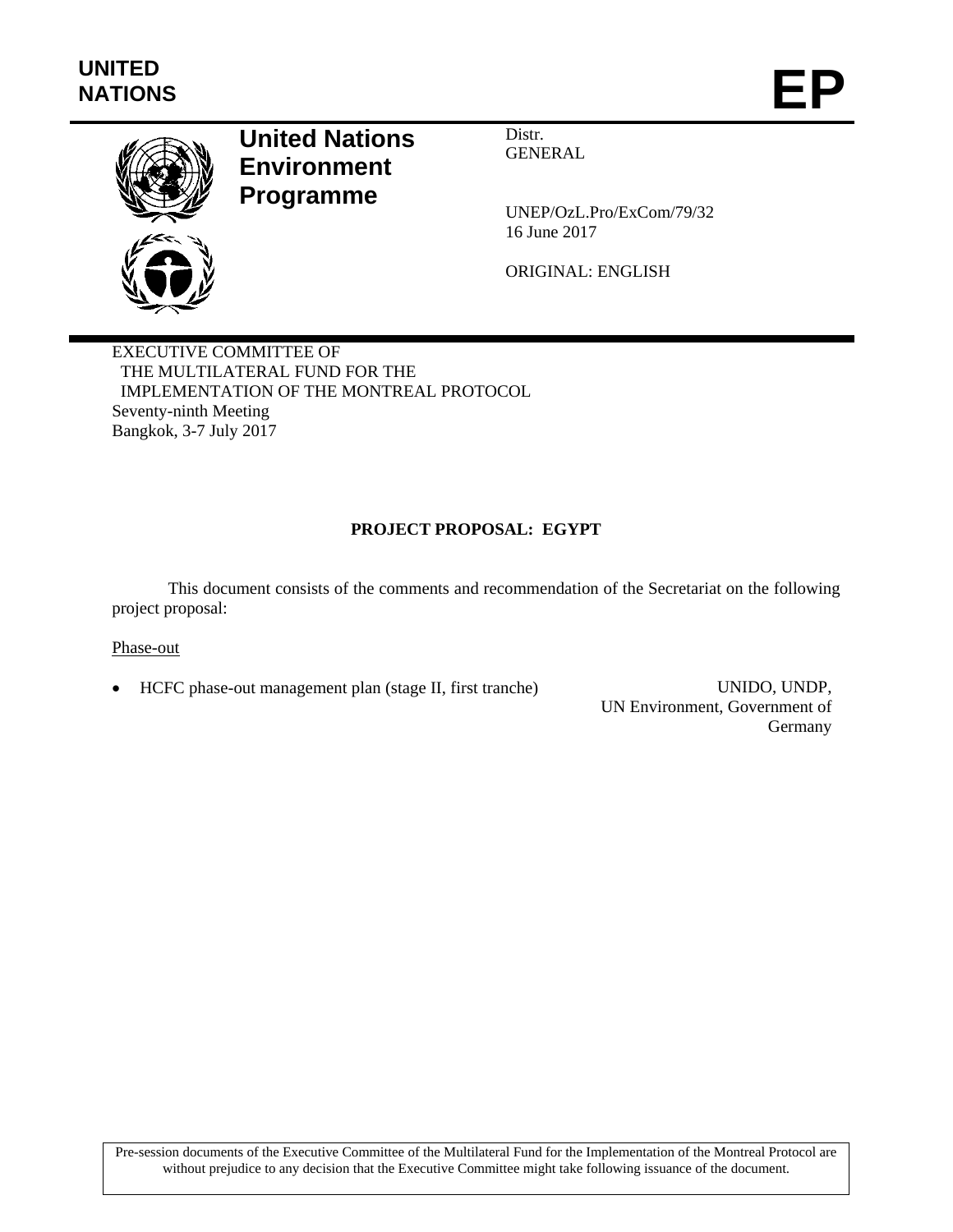**UNITED NATIONS** **EP**

# United Nations Environment Programme

Distr.
GENERAL

UNEP/OzL.Pro/ExCom/79/32
16 June 2017

ORIGINAL: ENGLISH

EXECUTIVE COMMITTEE OF
THE MULTILATERAL FUND FOR THE
IMPLEMENTATION OF THE MONTREAL PROTOCOL
Seventy-ninth Meeting
Bangkok, 3-7 July 2017

## PROJECT PROPOSAL: EGYPT

This document consists of the comments and recommendation of the Secretariat on the following project proposal:

Phase-out

- HCFC phase-out management plan (stage II, first tranche) — UNIDO, UNDP, UN Environment, Government of Germany

Pre-session documents of the Executive Committee of the Multilateral Fund for the Implementation of the Montreal Protocol are without prejudice to any decision that the Executive Committee might take following issuance of the document.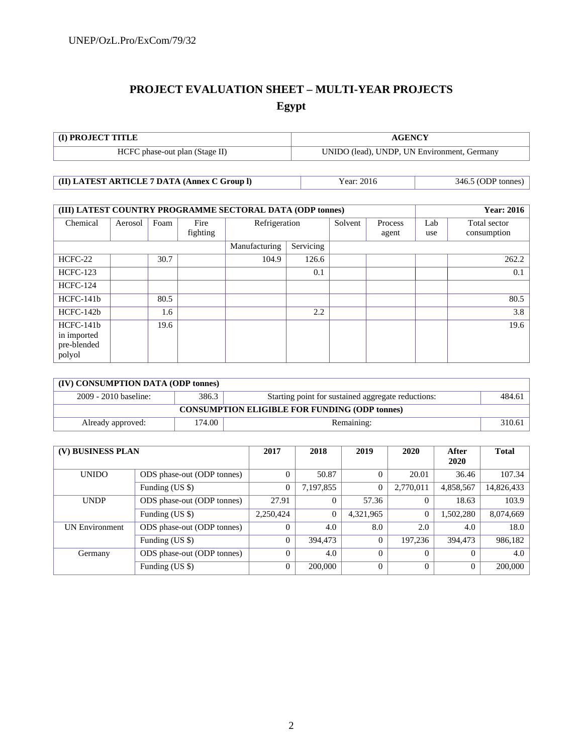# PROJECT EVALUATION SHEET – MULTI-YEAR PROJECTS

## Egypt

| (I) PROJECT TITLE | AGENCY |
|---|---|
| HCFC phase-out plan (Stage II) | UNIDO (lead), UNDP, UN Environment, Germany |

| (II) LATEST ARTICLE 7 DATA (Annex C Group l) | Year: 2016 | 346.5 (ODP tonnes) |
|---|---|---|

| (III) LATEST COUNTRY PROGRAMME SECTORAL DATA (ODP tonnes) | | | | | | | | | Year: 2016 |
|---|---|---|---|---|---|---|---|---|---|
| Chemical | Aerosol | Foam | Fire fighting | Refrigeration | | Solvent | Process agent | Lab use | Total sector consumption |
| | | | | Manufacturing | Servicing | | | | |
| HCFC-22 | | 30.7 | | 104.9 | 126.6 | | | | 262.2 |
| HCFC-123 | | | | | 0.1 | | | | 0.1 |
| HCFC-124 | | | | | | | | | |
| HCFC-141b | | 80.5 | | | | | | | 80.5 |
| HCFC-142b | | 1.6 | | | 2.2 | | | | 3.8 |
| HCFC-141b in imported pre-blended polyol | | 19.6 | | | | | | | 19.6 |

| (IV) CONSUMPTION DATA (ODP tonnes) | | | |
|---|---|---|---|
| 2009 - 2010 baseline: | 386.3 | Starting point for sustained aggregate reductions: | 484.61 |
| CONSUMPTION ELIGIBLE FOR FUNDING (ODP tonnes) | | | |
| Already approved: | 174.00 | Remaining: | 310.61 |

| (V) BUSINESS PLAN | | 2017 | 2018 | 2019 | 2020 | After 2020 | Total |
|---|---|---|---|---|---|---|---|
| UNIDO | ODS phase-out (ODP tonnes) | 0 | 50.87 | 0 | 20.01 | 36.46 | 107.34 |
| | Funding (US $) | 0 | 7,197,855 | 0 | 2,770,011 | 4,858,567 | 14,826,433 |
| UNDP | ODS phase-out (ODP tonnes) | 27.91 | 0 | 57.36 | 0 | 18.63 | 103.9 |
| | Funding (US $) | 2,250,424 | 0 | 4,321,965 | 0 | 1,502,280 | 8,074,669 |
| UN Environment | ODS phase-out (ODP tonnes) | 0 | 4.0 | 8.0 | 2.0 | 4.0 | 18.0 |
| | Funding (US $) | 0 | 394,473 | 0 | 197,236 | 394,473 | 986,182 |
| Germany | ODS phase-out (ODP tonnes) | 0 | 4.0 | 0 | 0 | 0 | 4.0 |
| | Funding (US $) | 0 | 200,000 | 0 | 0 | 0 | 200,000 |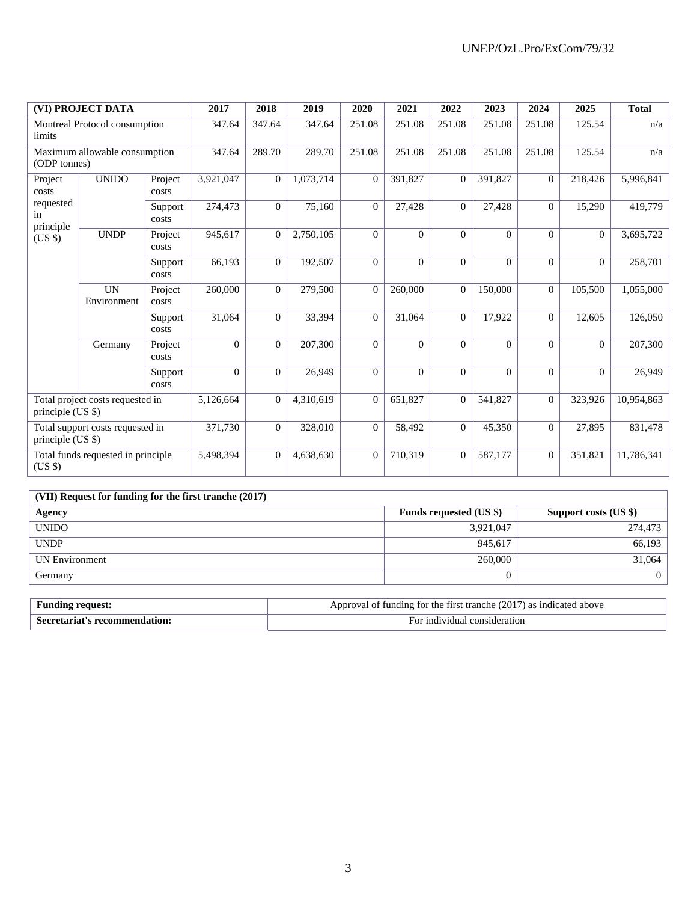| (VI) PROJECT DATA | | | 2017 | 2018 | 2019 | 2020 | 2021 | 2022 | 2023 | 2024 | 2025 | Total |
|---|---|---|---|---|---|---|---|---|---|---|---|---|
| Montreal Protocol consumption limits | | | 347.64 | 347.64 | 347.64 | 251.08 | 251.08 | 251.08 | 251.08 | 251.08 | 125.54 | n/a |
| Maximum allowable consumption (ODP tonnes) | | | 347.64 | 289.70 | 289.70 | 251.08 | 251.08 | 251.08 | 251.08 | 251.08 | 125.54 | n/a |
| Project costs requested in principle (US $) | UNIDO | Project costs | 3,921,047 | 0 | 1,073,714 | 0 | 391,827 | 0 | 391,827 | 0 | 218,426 | 5,996,841 |
| | | Support costs | 274,473 | 0 | 75,160 | 0 | 27,428 | 0 | 27,428 | 0 | 15,290 | 419,779 |
| | UNDP | Project costs | 945,617 | 0 | 2,750,105 | 0 | 0 | 0 | 0 | 0 | 0 | 3,695,722 |
| | | Support costs | 66,193 | 0 | 192,507 | 0 | 0 | 0 | 0 | 0 | 0 | 258,701 |
| | UN Environment | Project costs | 260,000 | 0 | 279,500 | 0 | 260,000 | 0 | 150,000 | 0 | 105,500 | 1,055,000 |
| | | Support costs | 31,064 | 0 | 33,394 | 0 | 31,064 | 0 | 17,922 | 0 | 12,605 | 126,050 |
| | Germany | Project costs | 0 | 0 | 207,300 | 0 | 0 | 0 | 0 | 0 | 0 | 207,300 |
| | | Support costs | 0 | 0 | 26,949 | 0 | 0 | 0 | 0 | 0 | 0 | 26,949 |
| Total project costs requested in principle (US $) | | | 5,126,664 | 0 | 4,310,619 | 0 | 651,827 | 0 | 541,827 | 0 | 323,926 | 10,954,863 |
| Total support costs requested in principle (US $) | | | 371,730 | 0 | 328,010 | 0 | 58,492 | 0 | 45,350 | 0 | 27,895 | 831,478 |
| Total funds requested in principle (US $) | | | 5,498,394 | 0 | 4,638,630 | 0 | 710,319 | 0 | 587,177 | 0 | 351,821 | 11,786,341 |

| (VII) Request for funding for the first tranche (2017) | | |
|---|---|---|
| **Agency** | **Funds requested (US $)** | **Support costs (US $)** |
| UNIDO | 3,921,047 | 274,473 |
| UNDP | 945,617 | 66,193 |
| UN Environment | 260,000 | 31,064 |
| Germany | 0 | 0 |

| **Funding request:** | Approval of funding for the first tranche (2017) as indicated above |
|---|---|
| **Secretariat's recommendation:** | For individual consideration |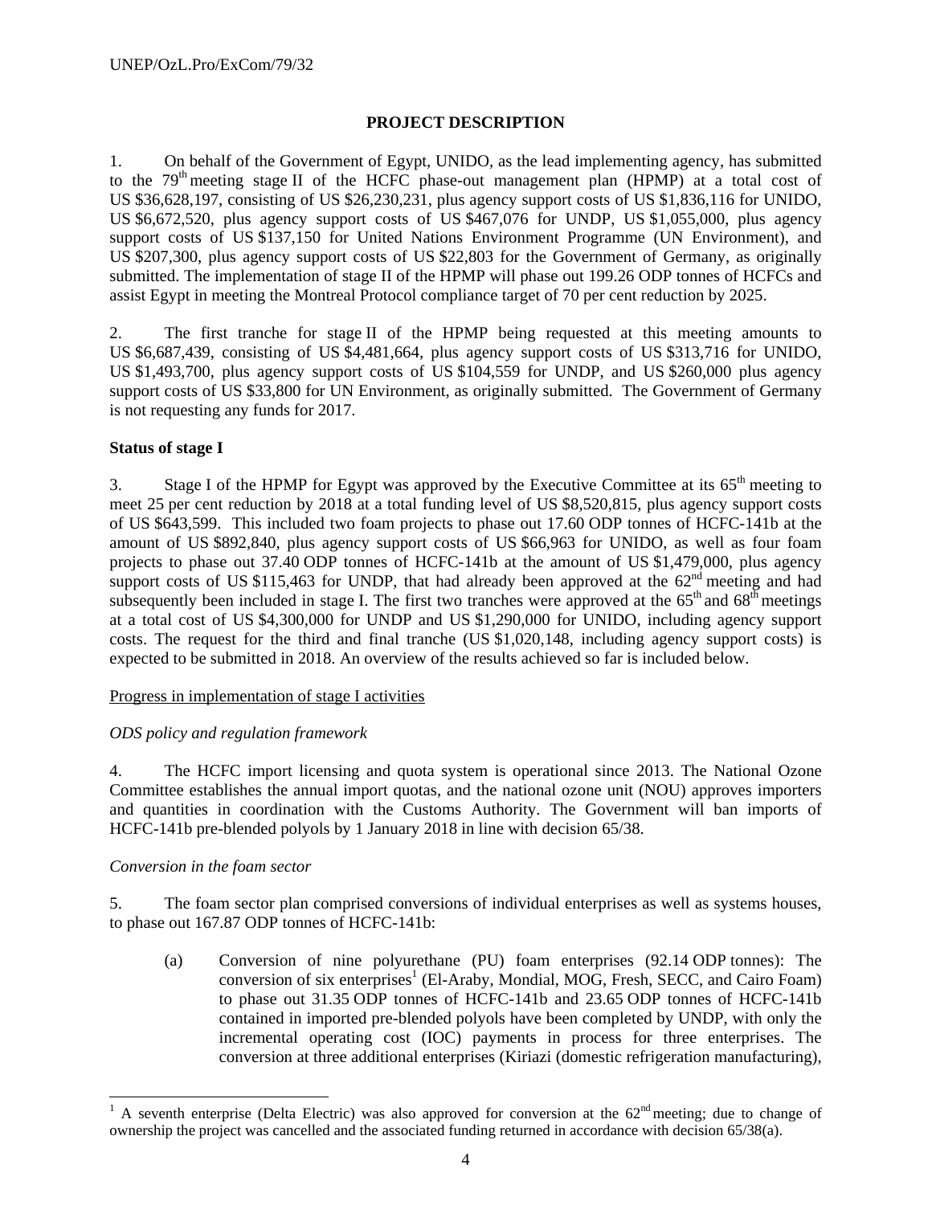## PROJECT DESCRIPTION

1. On behalf of the Government of Egypt, UNIDO, as the lead implementing agency, has submitted to the 79th meeting stage II of the HCFC phase-out management plan (HPMP) at a total cost of US $36,628,197, consisting of US $26,230,231, plus agency support costs of US $1,836,116 for UNIDO, US $6,672,520, plus agency support costs of US $467,076 for UNDP, US $1,055,000, plus agency support costs of US $137,150 for United Nations Environment Programme (UN Environment), and US $207,300, plus agency support costs of US $22,803 for the Government of Germany, as originally submitted. The implementation of stage II of the HPMP will phase out 199.26 ODP tonnes of HCFCs and assist Egypt in meeting the Montreal Protocol compliance target of 70 per cent reduction by 2025.

2. The first tranche for stage II of the HPMP being requested at this meeting amounts to US $6,687,439, consisting of US $4,481,664, plus agency support costs of US $313,716 for UNIDO, US $1,493,700, plus agency support costs of US $104,559 for UNDP, and US $260,000 plus agency support costs of US $33,800 for UN Environment, as originally submitted. The Government of Germany is not requesting any funds for 2017.

**Status of stage I**

3. Stage I of the HPMP for Egypt was approved by the Executive Committee at its 65th meeting to meet 25 per cent reduction by 2018 at a total funding level of US $8,520,815, plus agency support costs of US $643,599. This included two foam projects to phase out 17.60 ODP tonnes of HCFC-141b at the amount of US $892,840, plus agency support costs of US $66,963 for UNIDO, as well as four foam projects to phase out 37.40 ODP tonnes of HCFC-141b at the amount of US $1,479,000, plus agency support costs of US $115,463 for UNDP, that had already been approved at the 62nd meeting and had subsequently been included in stage I. The first two tranches were approved at the 65th and 68th meetings at a total cost of US $4,300,000 for UNDP and US $1,290,000 for UNIDO, including agency support costs. The request for the third and final tranche (US $1,020,148, including agency support costs) is expected to be submitted in 2018. An overview of the results achieved so far is included below.

Progress in implementation of stage I activities

*ODS policy and regulation framework*

4. The HCFC import licensing and quota system is operational since 2013. The National Ozone Committee establishes the annual import quotas, and the national ozone unit (NOU) approves importers and quantities in coordination with the Customs Authority. The Government will ban imports of HCFC-141b pre-blended polyols by 1 January 2018 in line with decision 65/38.

*Conversion in the foam sector*

5. The foam sector plan comprised conversions of individual enterprises as well as systems houses, to phase out 167.87 ODP tonnes of HCFC-141b:

(a) Conversion of nine polyurethane (PU) foam enterprises (92.14 ODP tonnes): The conversion of six enterprises[1] (El-Araby, Mondial, MOG, Fresh, SECC, and Cairo Foam) to phase out 31.35 ODP tonnes of HCFC-141b and 23.65 ODP tonnes of HCFC-141b contained in imported pre-blended polyols have been completed by UNDP, with only the incremental operating cost (IOC) payments in process for three enterprises. The conversion at three additional enterprises (Kiriazi (domestic refrigeration manufacturing),

[1] A seventh enterprise (Delta Electric) was also approved for conversion at the 62nd meeting; due to change of ownership the project was cancelled and the associated funding returned in accordance with decision 65/38(a).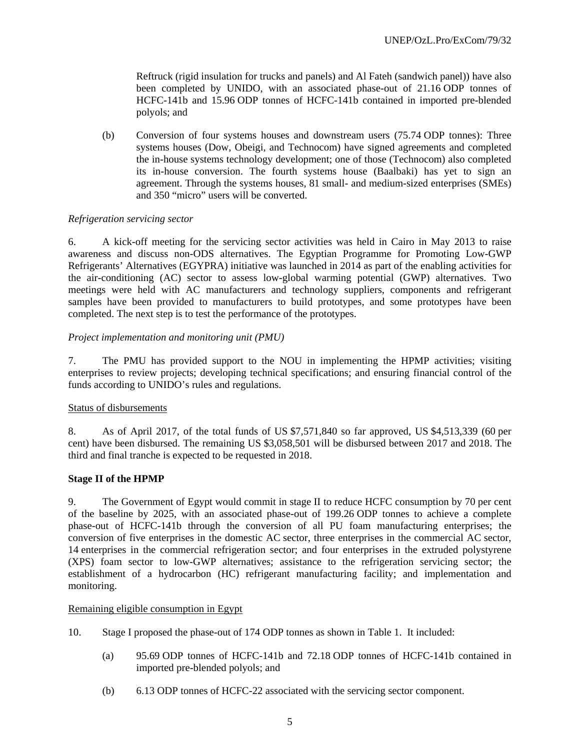Reftruck (rigid insulation for trucks and panels) and Al Fateh (sandwich panel)) have also been completed by UNIDO, with an associated phase-out of 21.16 ODP tonnes of HCFC-141b and 15.96 ODP tonnes of HCFC-141b contained in imported pre-blended polyols; and

(b) Conversion of four systems houses and downstream users (75.74 ODP tonnes): Three systems houses (Dow, Obeigi, and Technocom) have signed agreements and completed the in-house systems technology development; one of those (Technocom) also completed its in-house conversion. The fourth systems house (Baalbaki) has yet to sign an agreement. Through the systems houses, 81 small- and medium-sized enterprises (SMEs) and 350 "micro" users will be converted.

*Refrigeration servicing sector*

6. A kick-off meeting for the servicing sector activities was held in Cairo in May 2013 to raise awareness and discuss non-ODS alternatives. The Egyptian Programme for Promoting Low-GWP Refrigerants' Alternatives (EGYPRA) initiative was launched in 2014 as part of the enabling activities for the air-conditioning (AC) sector to assess low-global warming potential (GWP) alternatives. Two meetings were held with AC manufacturers and technology suppliers, components and refrigerant samples have been provided to manufacturers to build prototypes, and some prototypes have been completed. The next step is to test the performance of the prototypes.

*Project implementation and monitoring unit (PMU)*

7. The PMU has provided support to the NOU in implementing the HPMP activities; visiting enterprises to review projects; developing technical specifications; and ensuring financial control of the funds according to UNIDO's rules and regulations.

Status of disbursements

8. As of April 2017, of the total funds of US $7,571,840 so far approved, US $4,513,339 (60 per cent) have been disbursed. The remaining US $3,058,501 will be disbursed between 2017 and 2018. The third and final tranche is expected to be requested in 2018.

**Stage II of the HPMP**

9. The Government of Egypt would commit in stage II to reduce HCFC consumption by 70 per cent of the baseline by 2025, with an associated phase-out of 199.26 ODP tonnes to achieve a complete phase-out of HCFC-141b through the conversion of all PU foam manufacturing enterprises; the conversion of five enterprises in the domestic AC sector, three enterprises in the commercial AC sector, 14 enterprises in the commercial refrigeration sector; and four enterprises in the extruded polystyrene (XPS) foam sector to low-GWP alternatives; assistance to the refrigeration servicing sector; the establishment of a hydrocarbon (HC) refrigerant manufacturing facility; and implementation and monitoring.

Remaining eligible consumption in Egypt

10. Stage I proposed the phase-out of 174 ODP tonnes as shown in Table 1. It included:

(a) 95.69 ODP tonnes of HCFC-141b and 72.18 ODP tonnes of HCFC-141b contained in imported pre-blended polyols; and

(b) 6.13 ODP tonnes of HCFC-22 associated with the servicing sector component.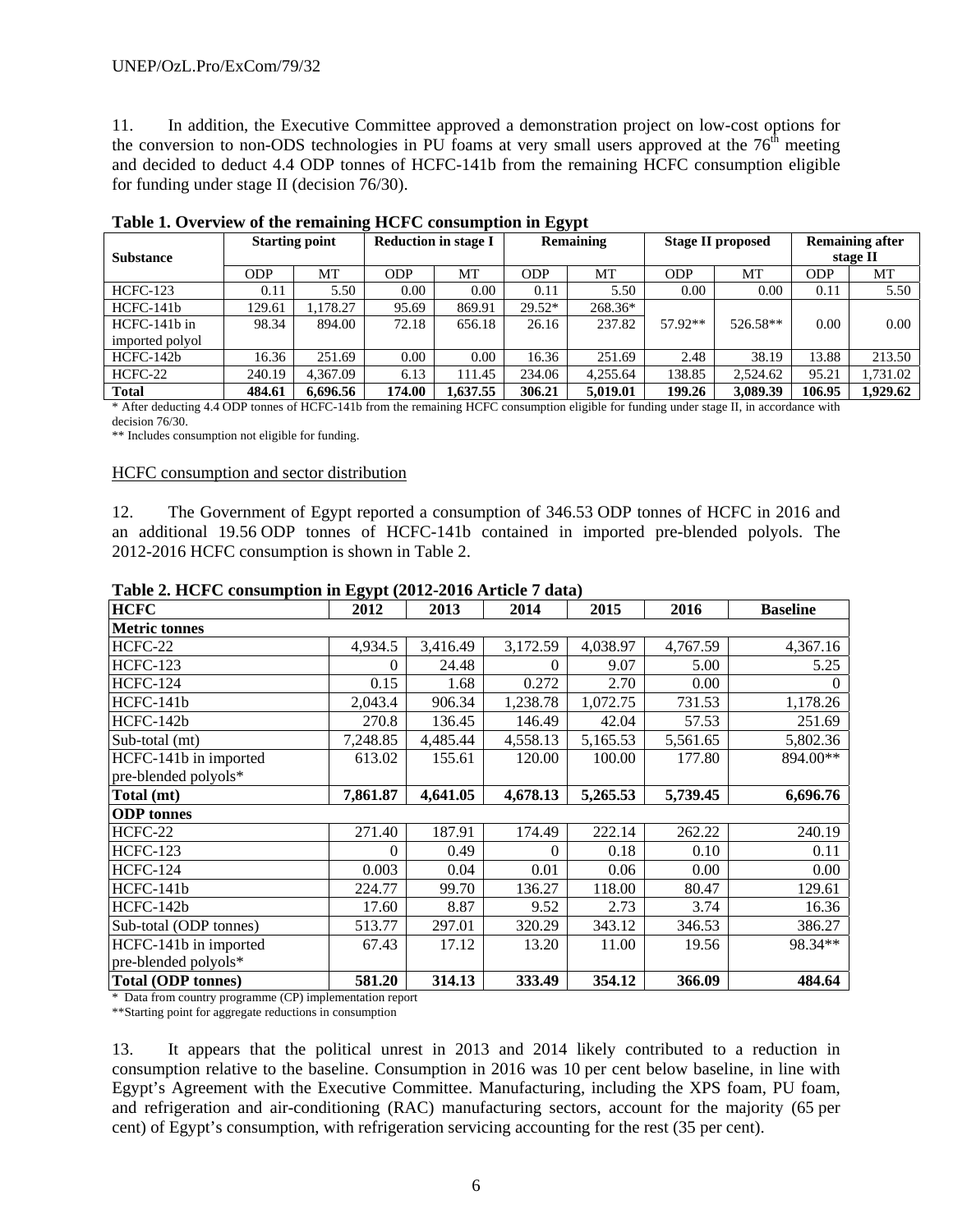11. In addition, the Executive Committee approved a demonstration project on low-cost options for the conversion to non-ODS technologies in PU foams at very small users approved at the 76th meeting and decided to deduct 4.4 ODP tonnes of HCFC-141b from the remaining HCFC consumption eligible for funding under stage II (decision 76/30).

**Table 1. Overview of the remaining HCFC consumption in Egypt**

| Substance | Starting point | | Reduction in stage I | | Remaining | | Stage II proposed | | Remaining after stage II | |
|---|---|---|---|---|---|---|---|---|---|---|
| | ODP | MT | ODP | MT | ODP | MT | ODP | MT | ODP | MT |
| HCFC-123 | 0.11 | 5.50 | 0.00 | 0.00 | 0.11 | 5.50 | 0.00 | 0.00 | 0.11 | 5.50 |
| HCFC-141b | 129.61 | 1,178.27 | 95.69 | 869.91 | 29.52* | 268.36* | 57.92** | 526.58** | 0.00 | 0.00 |
| HCFC-141b in imported polyol | 98.34 | 894.00 | 72.18 | 656.18 | 26.16 | 237.82 | | | | |
| HCFC-142b | 16.36 | 251.69 | 0.00 | 0.00 | 16.36 | 251.69 | 2.48 | 38.19 | 13.88 | 213.50 |
| HCFC-22 | 240.19 | 4,367.09 | 6.13 | 111.45 | 234.06 | 4,255.64 | 138.85 | 2,524.62 | 95.21 | 1,731.02 |
| **Total** | **484.61** | **6,696.56** | **174.00** | **1,637.55** | **306.21** | **5,019.01** | **199.26** | **3,089.39** | **106.95** | **1,929.62** |

\* After deducting 4.4 ODP tonnes of HCFC-141b from the remaining HCFC consumption eligible for funding under stage II, in accordance with decision 76/30.

\** Includes consumption not eligible for funding.

HCFC consumption and sector distribution

12. The Government of Egypt reported a consumption of 346.53 ODP tonnes of HCFC in 2016 and an additional 19.56 ODP tonnes of HCFC-141b contained in imported pre-blended polyols. The 2012-2016 HCFC consumption is shown in Table 2.

**Table 2. HCFC consumption in Egypt (2012-2016 Article 7 data)**

| HCFC | 2012 | 2013 | 2014 | 2015 | 2016 | Baseline |
|---|---|---|---|---|---|---|
| **Metric tonnes** | | | | | | |
| HCFC-22 | 4,934.5 | 3,416.49 | 3,172.59 | 4,038.97 | 4,767.59 | 4,367.16 |
| HCFC-123 | 0 | 24.48 | 0 | 9.07 | 5.00 | 5.25 |
| HCFC-124 | 0.15 | 1.68 | 0.272 | 2.70 | 0.00 | 0 |
| HCFC-141b | 2,043.4 | 906.34 | 1,238.78 | 1,072.75 | 731.53 | 1,178.26 |
| HCFC-142b | 270.8 | 136.45 | 146.49 | 42.04 | 57.53 | 251.69 |
| Sub-total (mt) | 7,248.85 | 4,485.44 | 4,558.13 | 5,165.53 | 5,561.65 | 5,802.36 |
| HCFC-141b in imported pre-blended polyols* | 613.02 | 155.61 | 120.00 | 100.00 | 177.80 | 894.00** |
| **Total (mt)** | **7,861.87** | **4,641.05** | **4,678.13** | **5,265.53** | **5,739.45** | **6,696.76** |
| **ODP tonnes** | | | | | | |
| HCFC-22 | 271.40 | 187.91 | 174.49 | 222.14 | 262.22 | 240.19 |
| HCFC-123 | 0 | 0.49 | 0 | 0.18 | 0.10 | 0.11 |
| HCFC-124 | 0.003 | 0.04 | 0.01 | 0.06 | 0.00 | 0.00 |
| HCFC-141b | 224.77 | 99.70 | 136.27 | 118.00 | 80.47 | 129.61 |
| HCFC-142b | 17.60 | 8.87 | 9.52 | 2.73 | 3.74 | 16.36 |
| Sub-total (ODP tonnes) | 513.77 | 297.01 | 320.29 | 343.12 | 346.53 | 386.27 |
| HCFC-141b in imported pre-blended polyols* | 67.43 | 17.12 | 13.20 | 11.00 | 19.56 | 98.34** |
| **Total (ODP tonnes)** | **581.20** | **314.13** | **333.49** | **354.12** | **366.09** | **484.64** |

\* Data from country programme (CP) implementation report

\**Starting point for aggregate reductions in consumption

13. It appears that the political unrest in 2013 and 2014 likely contributed to a reduction in consumption relative to the baseline. Consumption in 2016 was 10 per cent below baseline, in line with Egypt's Agreement with the Executive Committee. Manufacturing, including the XPS foam, PU foam, and refrigeration and air-conditioning (RAC) manufacturing sectors, account for the majority (65 per cent) of Egypt's consumption, with refrigeration servicing accounting for the rest (35 per cent).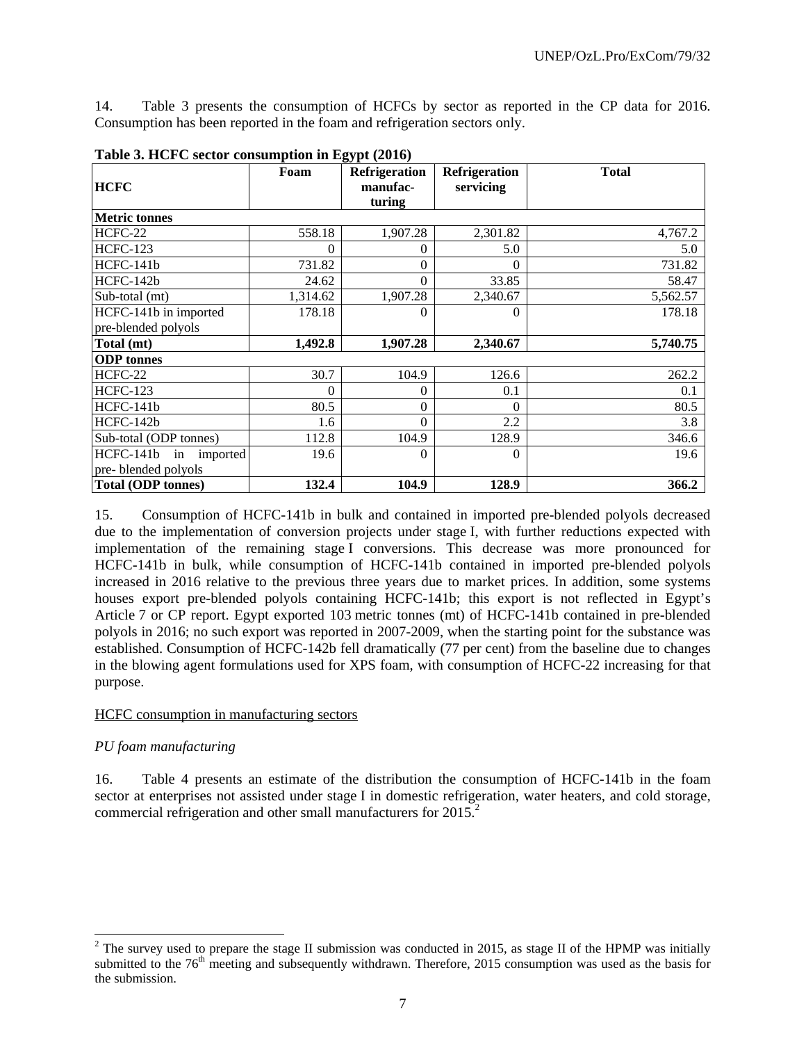14. Table 3 presents the consumption of HCFCs by sector as reported in the CP data for 2016. Consumption has been reported in the foam and refrigeration sectors only.

**Table 3. HCFC sector consumption in Egypt (2016)**

| HCFC | Foam | Refrigeration manufac-turing | Refrigeration servicing | Total |
|---|---|---|---|---|
| **Metric tonnes** | | | | |
| HCFC-22 | 558.18 | 1,907.28 | 2,301.82 | 4,767.2 |
| HCFC-123 | 0 | 0 | 5.0 | 5.0 |
| HCFC-141b | 731.82 | 0 | 0 | 731.82 |
| HCFC-142b | 24.62 | 0 | 33.85 | 58.47 |
| Sub-total (mt) | 1,314.62 | 1,907.28 | 2,340.67 | 5,562.57 |
| HCFC-141b in imported pre-blended polyols | 178.18 | 0 | 0 | 178.18 |
| **Total (mt)** | **1,492.8** | **1,907.28** | **2,340.67** | **5,740.75** |
| **ODP tonnes** | | | | |
| HCFC-22 | 30.7 | 104.9 | 126.6 | 262.2 |
| HCFC-123 | 0 | 0 | 0.1 | 0.1 |
| HCFC-141b | 80.5 | 0 | 0 | 80.5 |
| HCFC-142b | 1.6 | 0 | 2.2 | 3.8 |
| Sub-total (ODP tonnes) | 112.8 | 104.9 | 128.9 | 346.6 |
| HCFC-141b in imported pre- blended polyols | 19.6 | 0 | 0 | 19.6 |
| **Total (ODP tonnes)** | **132.4** | **104.9** | **128.9** | **366.2** |

15. Consumption of HCFC-141b in bulk and contained in imported pre-blended polyols decreased due to the implementation of conversion projects under stage I, with further reductions expected with implementation of the remaining stage I conversions. This decrease was more pronounced for HCFC-141b in bulk, while consumption of HCFC-141b contained in imported pre-blended polyols increased in 2016 relative to the previous three years due to market prices. In addition, some systems houses export pre-blended polyols containing HCFC-141b; this export is not reflected in Egypt's Article 7 or CP report. Egypt exported 103 metric tonnes (mt) of HCFC-141b contained in pre-blended polyols in 2016; no such export was reported in 2007-2009, when the starting point for the substance was established. Consumption of HCFC-142b fell dramatically (77 per cent) from the baseline due to changes in the blowing agent formulations used for XPS foam, with consumption of HCFC-22 increasing for that purpose.

HCFC consumption in manufacturing sectors

*PU foam manufacturing*

16. Table 4 presents an estimate of the distribution the consumption of HCFC-141b in the foam sector at enterprises not assisted under stage I in domestic refrigeration, water heaters, and cold storage, commercial refrigeration and other small manufacturers for 2015.[2]

[2] The survey used to prepare the stage II submission was conducted in 2015, as stage II of the HPMP was initially submitted to the 76th meeting and subsequently withdrawn. Therefore, 2015 consumption was used as the basis for the submission.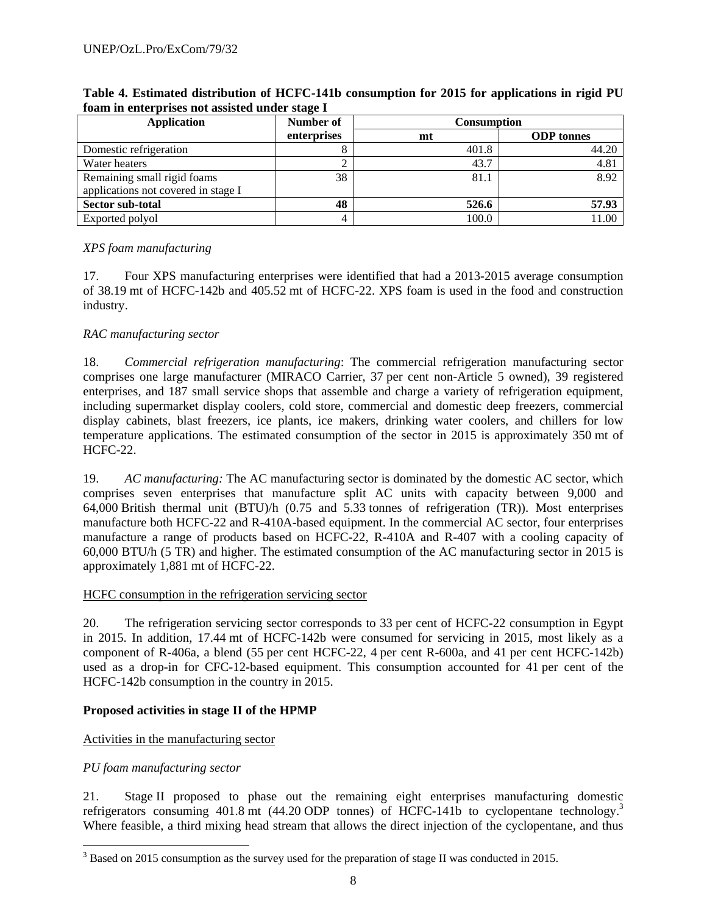**Table 4. Estimated distribution of HCFC-141b consumption for 2015 for applications in rigid PU foam in enterprises not assisted under stage I**

| Application | Number of enterprises | Consumption | |
|---|---|---|---|
| | | mt | ODP tonnes |
| Domestic refrigeration | 8 | 401.8 | 44.20 |
| Water heaters | 2 | 43.7 | 4.81 |
| Remaining small rigid foams applications not covered in stage I | 38 | 81.1 | 8.92 |
| **Sector sub-total** | **48** | **526.6** | **57.93** |
| Exported polyol | 4 | 100.0 | 11.00 |

*XPS foam manufacturing*

17. Four XPS manufacturing enterprises were identified that had a 2013-2015 average consumption of 38.19 mt of HCFC-142b and 405.52 mt of HCFC-22. XPS foam is used in the food and construction industry.

*RAC manufacturing sector*

18. *Commercial refrigeration manufacturing*: The commercial refrigeration manufacturing sector comprises one large manufacturer (MIRACO Carrier, 37 per cent non-Article 5 owned), 39 registered enterprises, and 187 small service shops that assemble and charge a variety of refrigeration equipment, including supermarket display coolers, cold store, commercial and domestic deep freezers, commercial display cabinets, blast freezers, ice plants, ice makers, drinking water coolers, and chillers for low temperature applications. The estimated consumption of the sector in 2015 is approximately 350 mt of HCFC-22.

19. *AC manufacturing:* The AC manufacturing sector is dominated by the domestic AC sector, which comprises seven enterprises that manufacture split AC units with capacity between 9,000 and 64,000 British thermal unit (BTU)/h (0.75 and 5.33 tonnes of refrigeration (TR)). Most enterprises manufacture both HCFC-22 and R-410A-based equipment. In the commercial AC sector, four enterprises manufacture a range of products based on HCFC-22, R-410A and R-407 with a cooling capacity of 60,000 BTU/h (5 TR) and higher. The estimated consumption of the AC manufacturing sector in 2015 is approximately 1,881 mt of HCFC-22.

HCFC consumption in the refrigeration servicing sector

20. The refrigeration servicing sector corresponds to 33 per cent of HCFC-22 consumption in Egypt in 2015. In addition, 17.44 mt of HCFC-142b were consumed for servicing in 2015, most likely as a component of R-406a, a blend (55 per cent HCFC-22, 4 per cent R-600a, and 41 per cent HCFC-142b) used as a drop-in for CFC-12-based equipment. This consumption accounted for 41 per cent of the HCFC-142b consumption in the country in 2015.

**Proposed activities in stage II of the HPMP**

Activities in the manufacturing sector

*PU foam manufacturing sector*

21. Stage II proposed to phase out the remaining eight enterprises manufacturing domestic refrigerators consuming 401.8 mt (44.20 ODP tonnes) of HCFC-141b to cyclopentane technology.[3] Where feasible, a third mixing head stream that allows the direct injection of the cyclopentane, and thus

[3] Based on 2015 consumption as the survey used for the preparation of stage II was conducted in 2015.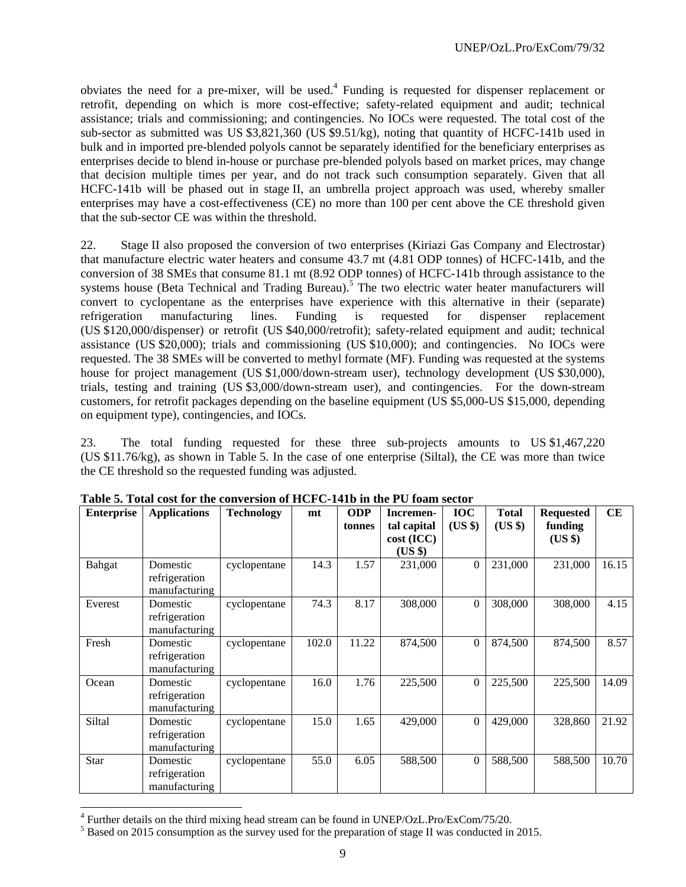obviates the need for a pre-mixer, will be used.[4] Funding is requested for dispenser replacement or retrofit, depending on which is more cost-effective; safety-related equipment and audit; technical assistance; trials and commissioning; and contingencies. No IOCs were requested. The total cost of the sub-sector as submitted was US $3,821,360 (US $9.51/kg), noting that quantity of HCFC-141b used in bulk and in imported pre-blended polyols cannot be separately identified for the beneficiary enterprises as enterprises decide to blend in-house or purchase pre-blended polyols based on market prices, may change that decision multiple times per year, and do not track such consumption separately. Given that all HCFC-141b will be phased out in stage II, an umbrella project approach was used, whereby smaller enterprises may have a cost-effectiveness (CE) no more than 100 per cent above the CE threshold given that the sub-sector CE was within the threshold.

22. Stage II also proposed the conversion of two enterprises (Kiriazi Gas Company and Electrostar) that manufacture electric water heaters and consume 43.7 mt (4.81 ODP tonnes) of HCFC-141b, and the conversion of 38 SMEs that consume 81.1 mt (8.92 ODP tonnes) of HCFC-141b through assistance to the systems house (Beta Technical and Trading Bureau).[5] The two electric water heater manufacturers will convert to cyclopentane as the enterprises have experience with this alternative in their (separate) refrigeration manufacturing lines. Funding is requested for dispenser replacement (US $120,000/dispenser) or retrofit (US $40,000/retrofit); safety-related equipment and audit; technical assistance (US $20,000); trials and commissioning (US $10,000); and contingencies. No IOCs were requested. The 38 SMEs will be converted to methyl formate (MF). Funding was requested at the systems house for project management (US $1,000/down-stream user), technology development (US $30,000), trials, testing and training (US $3,000/down-stream user), and contingencies. For the down-stream customers, for retrofit packages depending on the baseline equipment (US $5,000-US $15,000, depending on equipment type), contingencies, and IOCs.

23. The total funding requested for these three sub-projects amounts to US $1,467,220 (US $11.76/kg), as shown in Table 5. In the case of one enterprise (Siltal), the CE was more than twice the CE threshold so the requested funding was adjusted.

**Table 5. Total cost for the conversion of HCFC-141b in the PU foam sector**

| Enterprise | Applications | Technology | mt | ODP tonnes | Incremental capital cost (ICC) (US $) | IOC (US $) | Total (US $) | Requested funding (US $) | CE |
|---|---|---|---|---|---|---|---|---|---|
| Bahgat | Domestic refrigeration manufacturing | cyclopentane | 14.3 | 1.57 | 231,000 | 0 | 231,000 | 231,000 | 16.15 |
| Everest | Domestic refrigeration manufacturing | cyclopentane | 74.3 | 8.17 | 308,000 | 0 | 308,000 | 308,000 | 4.15 |
| Fresh | Domestic refrigeration manufacturing | cyclopentane | 102.0 | 11.22 | 874,500 | 0 | 874,500 | 874,500 | 8.57 |
| Ocean | Domestic refrigeration manufacturing | cyclopentane | 16.0 | 1.76 | 225,500 | 0 | 225,500 | 225,500 | 14.09 |
| Siltal | Domestic refrigeration manufacturing | cyclopentane | 15.0 | 1.65 | 429,000 | 0 | 429,000 | 328,860 | 21.92 |
| Star | Domestic refrigeration manufacturing | cyclopentane | 55.0 | 6.05 | 588,500 | 0 | 588,500 | 588,500 | 10.70 |

[4] Further details on the third mixing head stream can be found in UNEP/OzL.Pro/ExCom/75/20.

[5] Based on 2015 consumption as the survey used for the preparation of stage II was conducted in 2015.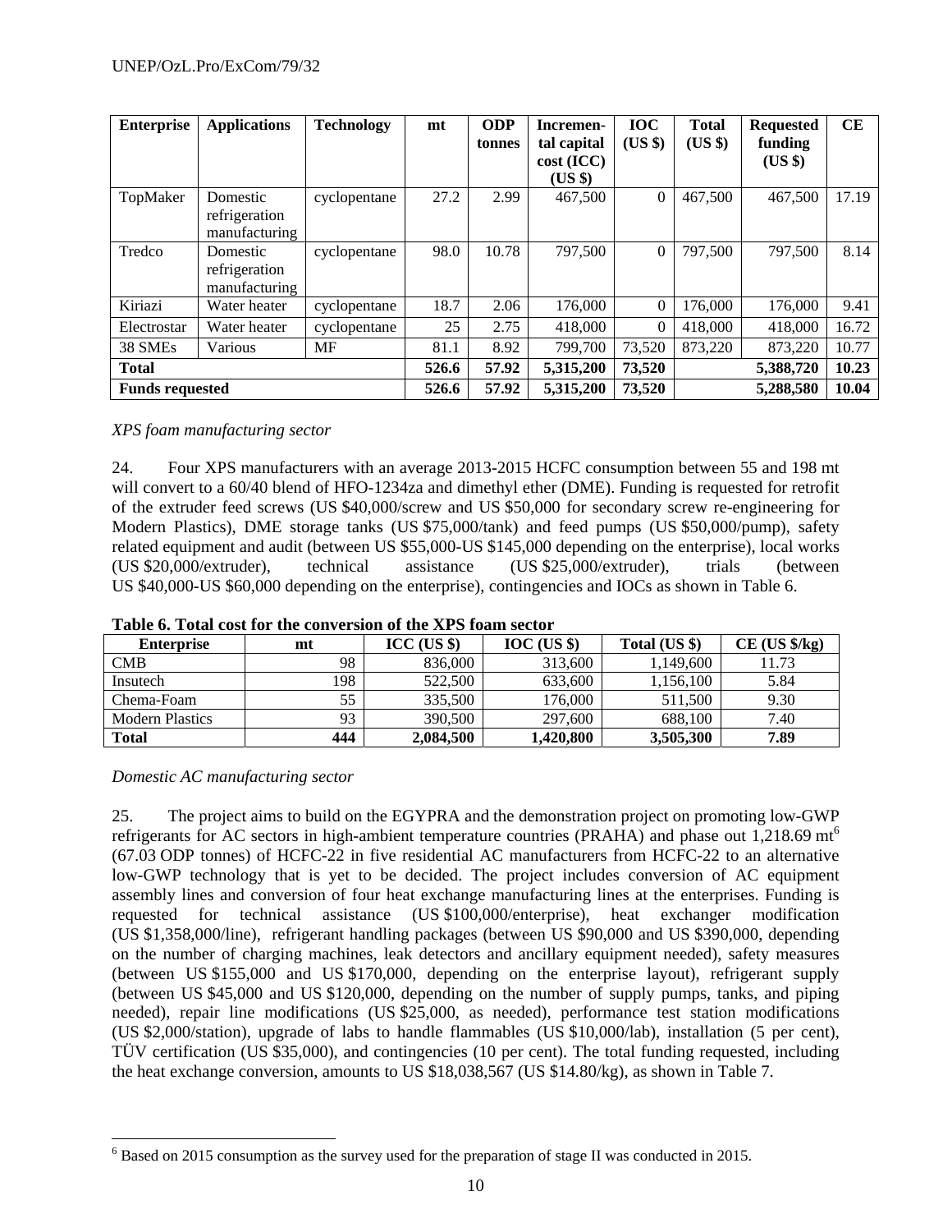| Enterprise | Applications | Technology | mt | ODP tonnes | Incremen-tal capital cost (ICC) (US $) | IOC (US $) | Total (US $) | Requested funding (US $) | CE |
|---|---|---|---|---|---|---|---|---|---|
| TopMaker | Domestic refrigeration manufacturing | cyclopentane | 27.2 | 2.99 | 467,500 | 0 | 467,500 | 467,500 | 17.19 |
| Tredco | Domestic refrigeration manufacturing | cyclopentane | 98.0 | 10.78 | 797,500 | 0 | 797,500 | 797,500 | 8.14 |
| Kiriazi | Water heater | cyclopentane | 18.7 | 2.06 | 176,000 | 0 | 176,000 | 176,000 | 9.41 |
| Electrostar | Water heater | cyclopentane | 25 | 2.75 | 418,000 | 0 | 418,000 | 418,000 | 16.72 |
| 38 SMEs | Various | MF | 81.1 | 8.92 | 799,700 | 73,520 | 873,220 | 873,220 | 10.77 |
| **Total** | | | **526.6** | **57.92** | **5,315,200** | **73,520** | | **5,388,720** | **10.23** |
| **Funds requested** | | | **526.6** | **57.92** | **5,315,200** | **73,520** | | **5,288,580** | **10.04** |

*XPS foam manufacturing sector*

24. Four XPS manufacturers with an average 2013-2015 HCFC consumption between 55 and 198 mt will convert to a 60/40 blend of HFO-1234za and dimethyl ether (DME). Funding is requested for retrofit of the extruder feed screws (US $40,000/screw and US $50,000 for secondary screw re-engineering for Modern Plastics), DME storage tanks (US $75,000/tank) and feed pumps (US $50,000/pump), safety related equipment and audit (between US $55,000-US $145,000 depending on the enterprise), local works (US $20,000/extruder), technical assistance (US $25,000/extruder), trials (between US $40,000-US $60,000 depending on the enterprise), contingencies and IOCs as shown in Table 6.

**Table 6. Total cost for the conversion of the XPS foam sector**

| Enterprise | mt | ICC (US $) | IOC (US $) | Total (US $) | CE (US $/kg) |
|---|---|---|---|---|---|
| CMB | 98 | 836,000 | 313,600 | 1,149,600 | 11.73 |
| Insutech | 198 | 522,500 | 633,600 | 1,156,100 | 5.84 |
| Chema-Foam | 55 | 335,500 | 176,000 | 511,500 | 9.30 |
| Modern Plastics | 93 | 390,500 | 297,600 | 688,100 | 7.40 |
| **Total** | **444** | **2,084,500** | **1,420,800** | **3,505,300** | **7.89** |

*Domestic AC manufacturing sector*

25. The project aims to build on the EGYPRA and the demonstration project on promoting low-GWP refrigerants for AC sectors in high-ambient temperature countries (PRAHA) and phase out 1,218.69 mt[6] (67.03 ODP tonnes) of HCFC-22 in five residential AC manufacturers from HCFC-22 to an alternative low-GWP technology that is yet to be decided. The project includes conversion of AC equipment assembly lines and conversion of four heat exchange manufacturing lines at the enterprises. Funding is requested for technical assistance (US $100,000/enterprise), heat exchanger modification (US $1,358,000/line), refrigerant handling packages (between US $90,000 and US $390,000, depending on the number of charging machines, leak detectors and ancillary equipment needed), safety measures (between US $155,000 and US $170,000, depending on the enterprise layout), refrigerant supply (between US $45,000 and US $120,000, depending on the number of supply pumps, tanks, and piping needed), repair line modifications (US $25,000, as needed), performance test station modifications (US $2,000/station), upgrade of labs to handle flammables (US $10,000/lab), installation (5 per cent), TÜV certification (US $35,000), and contingencies (10 per cent). The total funding requested, including the heat exchange conversion, amounts to US $18,038,567 (US $14.80/kg), as shown in Table 7.

[6] Based on 2015 consumption as the survey used for the preparation of stage II was conducted in 2015.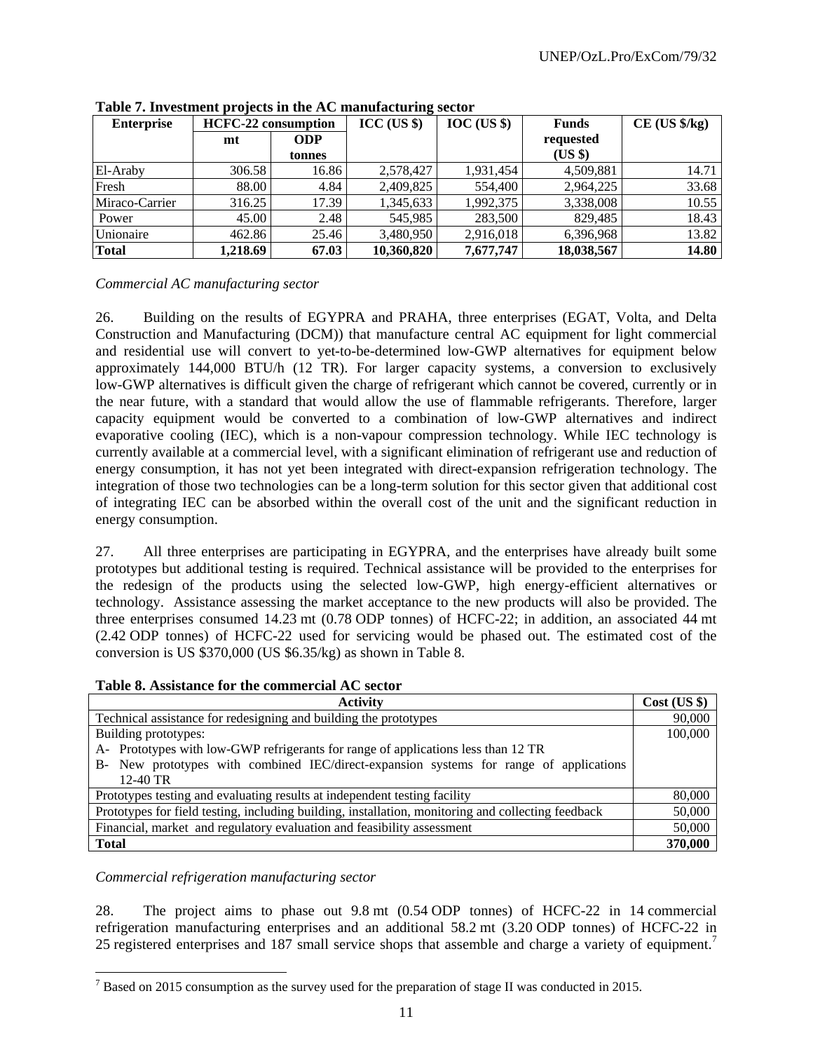**Table 7. Investment projects in the AC manufacturing sector**

| Enterprise | HCFC-22 consumption | | ICC (US $) | IOC (US $) | Funds requested (US $) | CE (US $/kg) |
|---|---|---|---|---|---|---|
| | mt | ODP tonnes | | | | |
| El-Araby | 306.58 | 16.86 | 2,578,427 | 1,931,454 | 4,509,881 | 14.71 |
| Fresh | 88.00 | 4.84 | 2,409,825 | 554,400 | 2,964,225 | 33.68 |
| Miraco-Carrier | 316.25 | 17.39 | 1,345,633 | 1,992,375 | 3,338,008 | 10.55 |
| Power | 45.00 | 2.48 | 545,985 | 283,500 | 829,485 | 18.43 |
| Unionaire | 462.86 | 25.46 | 3,480,950 | 2,916,018 | 6,396,968 | 13.82 |
| **Total** | **1,218.69** | **67.03** | **10,360,820** | **7,677,747** | **18,038,567** | **14.80** |

*Commercial AC manufacturing sector*

26. Building on the results of EGYPRA and PRAHA, three enterprises (EGAT, Volta, and Delta Construction and Manufacturing (DCM)) that manufacture central AC equipment for light commercial and residential use will convert to yet-to-be-determined low-GWP alternatives for equipment below approximately 144,000 BTU/h (12 TR). For larger capacity systems, a conversion to exclusively low-GWP alternatives is difficult given the charge of refrigerant which cannot be covered, currently or in the near future, with a standard that would allow the use of flammable refrigerants. Therefore, larger capacity equipment would be converted to a combination of low-GWP alternatives and indirect evaporative cooling (IEC), which is a non-vapour compression technology. While IEC technology is currently available at a commercial level, with a significant elimination of refrigerant use and reduction of energy consumption, it has not yet been integrated with direct-expansion refrigeration technology. The integration of those two technologies can be a long-term solution for this sector given that additional cost of integrating IEC can be absorbed within the overall cost of the unit and the significant reduction in energy consumption.

27. All three enterprises are participating in EGYPRA, and the enterprises have already built some prototypes but additional testing is required. Technical assistance will be provided to the enterprises for the redesign of the products using the selected low-GWP, high energy-efficient alternatives or technology. Assistance assessing the market acceptance to the new products will also be provided. The three enterprises consumed 14.23 mt (0.78 ODP tonnes) of HCFC-22; in addition, an associated 44 mt (2.42 ODP tonnes) of HCFC-22 used for servicing would be phased out. The estimated cost of the conversion is US $370,000 (US $6.35/kg) as shown in Table 8.

**Table 8. Assistance for the commercial AC sector**

| Activity | Cost (US $) |
|---|---|
| Technical assistance for redesigning and building the prototypes | 90,000 |
| Building prototypes:<br>A- Prototypes with low-GWP refrigerants for range of applications less than 12 TR<br>B- New prototypes with combined IEC/direct-expansion systems for range of applications 12-40 TR | 100,000 |
| Prototypes testing and evaluating results at independent testing facility | 80,000 |
| Prototypes for field testing, including building, installation, monitoring and collecting feedback | 50,000 |
| Financial, market and regulatory evaluation and feasibility assessment | 50,000 |
| **Total** | **370,000** |

*Commercial refrigeration manufacturing sector*

28. The project aims to phase out 9.8 mt (0.54 ODP tonnes) of HCFC-22 in 14 commercial refrigeration manufacturing enterprises and an additional 58.2 mt (3.20 ODP tonnes) of HCFC-22 in 25 registered enterprises and 187 small service shops that assemble and charge a variety of equipment.[7]

[7] Based on 2015 consumption as the survey used for the preparation of stage II was conducted in 2015.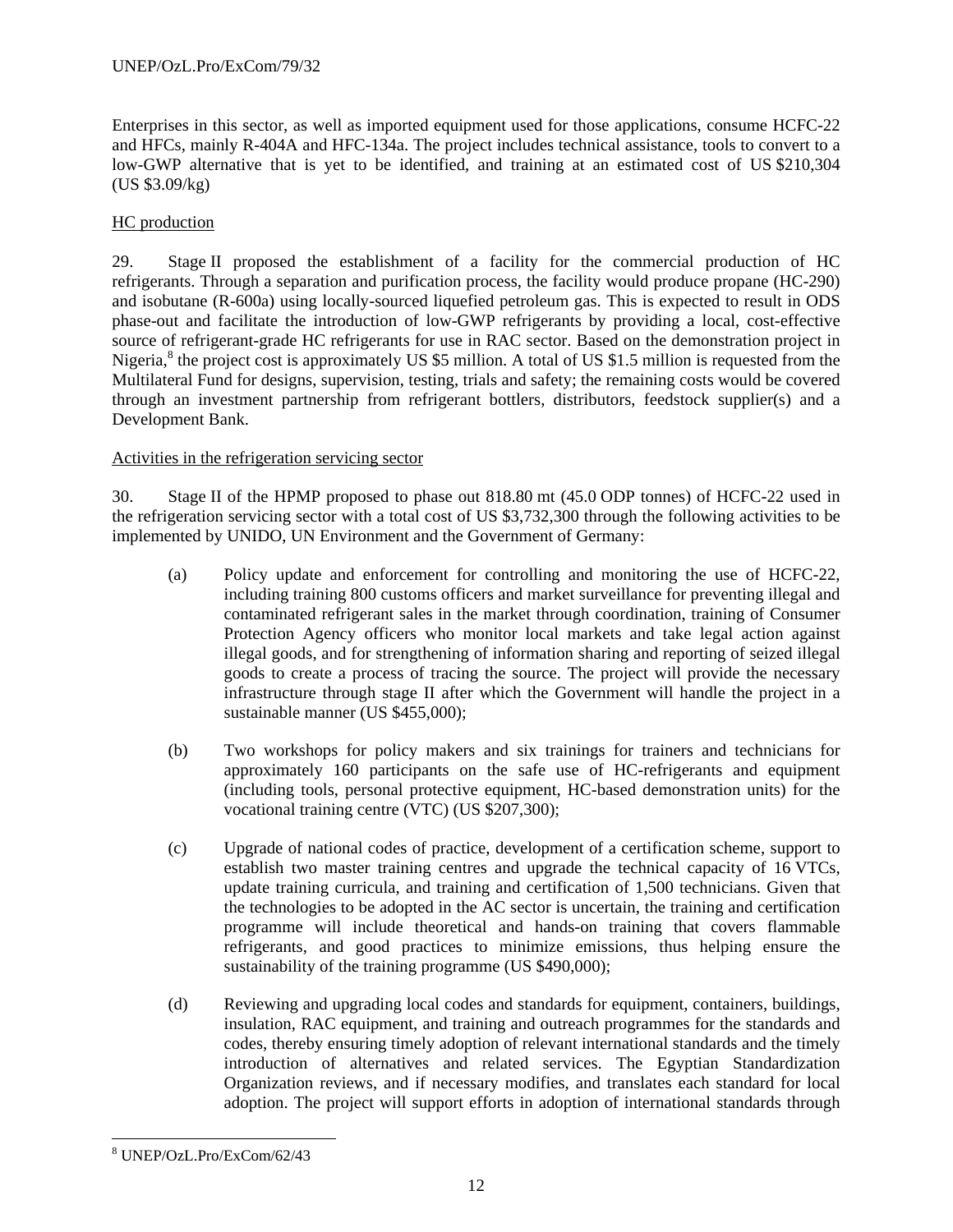Enterprises in this sector, as well as imported equipment used for those applications, consume HCFC-22 and HFCs, mainly R-404A and HFC-134a. The project includes technical assistance, tools to convert to a low-GWP alternative that is yet to be identified, and training at an estimated cost of US $210,304 (US $3.09/kg)

HC production

29. Stage II proposed the establishment of a facility for the commercial production of HC refrigerants. Through a separation and purification process, the facility would produce propane (HC-290) and isobutane (R-600a) using locally-sourced liquefied petroleum gas. This is expected to result in ODS phase-out and facilitate the introduction of low-GWP refrigerants by providing a local, cost-effective source of refrigerant-grade HC refrigerants for use in RAC sector. Based on the demonstration project in Nigeria,[8] the project cost is approximately US $5 million. A total of US $1.5 million is requested from the Multilateral Fund for designs, supervision, testing, trials and safety; the remaining costs would be covered through an investment partnership from refrigerant bottlers, distributors, feedstock supplier(s) and a Development Bank.

Activities in the refrigeration servicing sector

30. Stage II of the HPMP proposed to phase out 818.80 mt (45.0 ODP tonnes) of HCFC-22 used in the refrigeration servicing sector with a total cost of US $3,732,300 through the following activities to be implemented by UNIDO, UN Environment and the Government of Germany:

(a) Policy update and enforcement for controlling and monitoring the use of HCFC-22, including training 800 customs officers and market surveillance for preventing illegal and contaminated refrigerant sales in the market through coordination, training of Consumer Protection Agency officers who monitor local markets and take legal action against illegal goods, and for strengthening of information sharing and reporting of seized illegal goods to create a process of tracing the source. The project will provide the necessary infrastructure through stage II after which the Government will handle the project in a sustainable manner (US $455,000);

(b) Two workshops for policy makers and six trainings for trainers and technicians for approximately 160 participants on the safe use of HC-refrigerants and equipment (including tools, personal protective equipment, HC-based demonstration units) for the vocational training centre (VTC) (US $207,300);

(c) Upgrade of national codes of practice, development of a certification scheme, support to establish two master training centres and upgrade the technical capacity of 16 VTCs, update training curricula, and training and certification of 1,500 technicians. Given that the technologies to be adopted in the AC sector is uncertain, the training and certification programme will include theoretical and hands-on training that covers flammable refrigerants, and good practices to minimize emissions, thus helping ensure the sustainability of the training programme (US $490,000);

(d) Reviewing and upgrading local codes and standards for equipment, containers, buildings, insulation, RAC equipment, and training and outreach programmes for the standards and codes, thereby ensuring timely adoption of relevant international standards and the timely introduction of alternatives and related services. The Egyptian Standardization Organization reviews, and if necessary modifies, and translates each standard for local adoption. The project will support efforts in adoption of international standards through

[8] UNEP/OzL.Pro/ExCom/62/43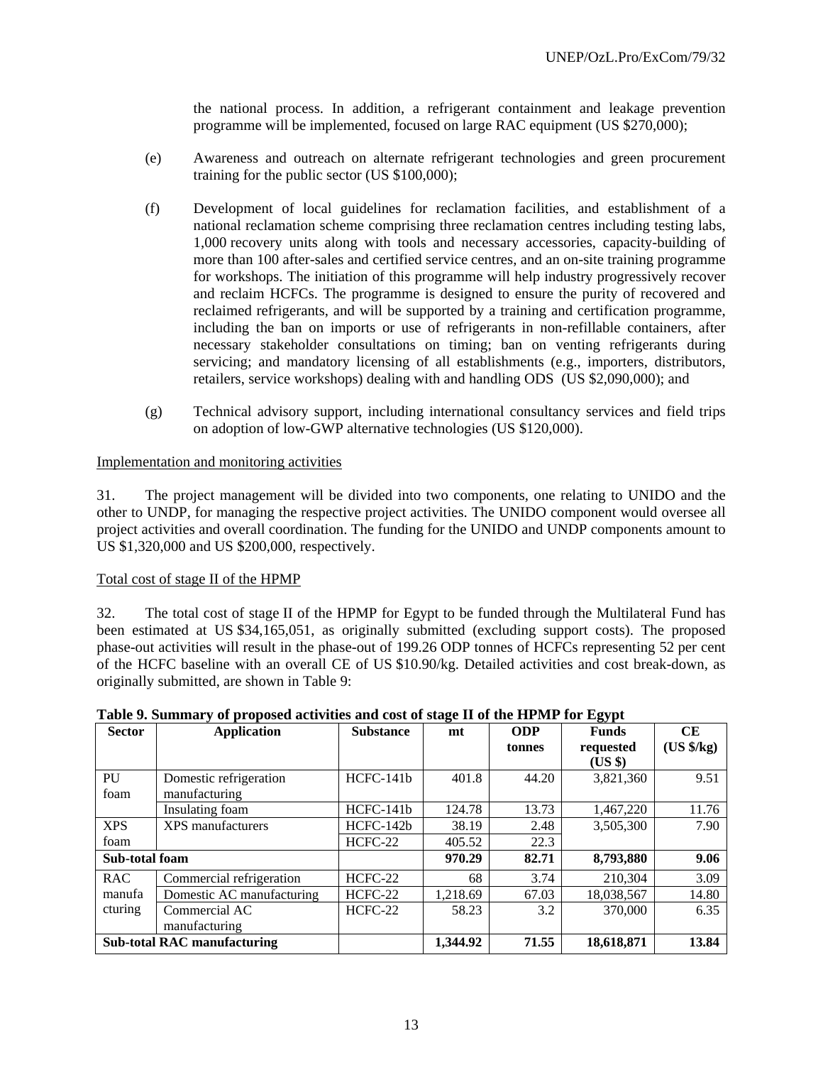the national process. In addition, a refrigerant containment and leakage prevention programme will be implemented, focused on large RAC equipment (US $270,000);

(e) Awareness and outreach on alternate refrigerant technologies and green procurement training for the public sector (US $100,000);

(f) Development of local guidelines for reclamation facilities, and establishment of a national reclamation scheme comprising three reclamation centres including testing labs, 1,000 recovery units along with tools and necessary accessories, capacity-building of more than 100 after-sales and certified service centres, and an on-site training programme for workshops. The initiation of this programme will help industry progressively recover and reclaim HCFCs. The programme is designed to ensure the purity of recovered and reclaimed refrigerants, and will be supported by a training and certification programme, including the ban on imports or use of refrigerants in non-refillable containers, after necessary stakeholder consultations on timing; ban on venting refrigerants during servicing; and mandatory licensing of all establishments (e.g., importers, distributors, retailers, service workshops) dealing with and handling ODS (US $2,090,000); and

(g) Technical advisory support, including international consultancy services and field trips on adoption of low-GWP alternative technologies (US $120,000).

Implementation and monitoring activities

31. The project management will be divided into two components, one relating to UNIDO and the other to UNDP, for managing the respective project activities. The UNIDO component would oversee all project activities and overall coordination. The funding for the UNIDO and UNDP components amount to US $1,320,000 and US $200,000, respectively.

Total cost of stage II of the HPMP

32. The total cost of stage II of the HPMP for Egypt to be funded through the Multilateral Fund has been estimated at US $34,165,051, as originally submitted (excluding support costs). The proposed phase-out activities will result in the phase-out of 199.26 ODP tonnes of HCFCs representing 52 per cent of the HCFC baseline with an overall CE of US $10.90/kg. Detailed activities and cost break-down, as originally submitted, are shown in Table 9:

**Table 9. Summary of proposed activities and cost of stage II of the HPMP for Egypt**

| Sector | Application | Substance | mt | ODP tonnes | Funds requested (US $) | CE (US $/kg) |
|---|---|---|---|---|---|---|
| PU foam | Domestic refrigeration manufacturing | HCFC-141b | 401.8 | 44.20 | 3,821,360 | 9.51 |
| | Insulating foam | HCFC-141b | 124.78 | 13.73 | 1,467,220 | 11.76 |
| XPS foam | XPS manufacturers | HCFC-142b | 38.19 | 2.48 | 3,505,300 | 7.90 |
| | | HCFC-22 | 405.52 | 22.3 | | |
| **Sub-total foam** | | | **970.29** | **82.71** | **8,793,880** | **9.06** |
| RAC manufacturing | Commercial refrigeration | HCFC-22 | 68 | 3.74 | 210,304 | 3.09 |
| | Domestic AC manufacturing | HCFC-22 | 1,218.69 | 67.03 | 18,038,567 | 14.80 |
| | Commercial AC manufacturing | HCFC-22 | 58.23 | 3.2 | 370,000 | 6.35 |
| **Sub-total RAC manufacturing** | | | **1,344.92** | **71.55** | **18,618,871** | **13.84** |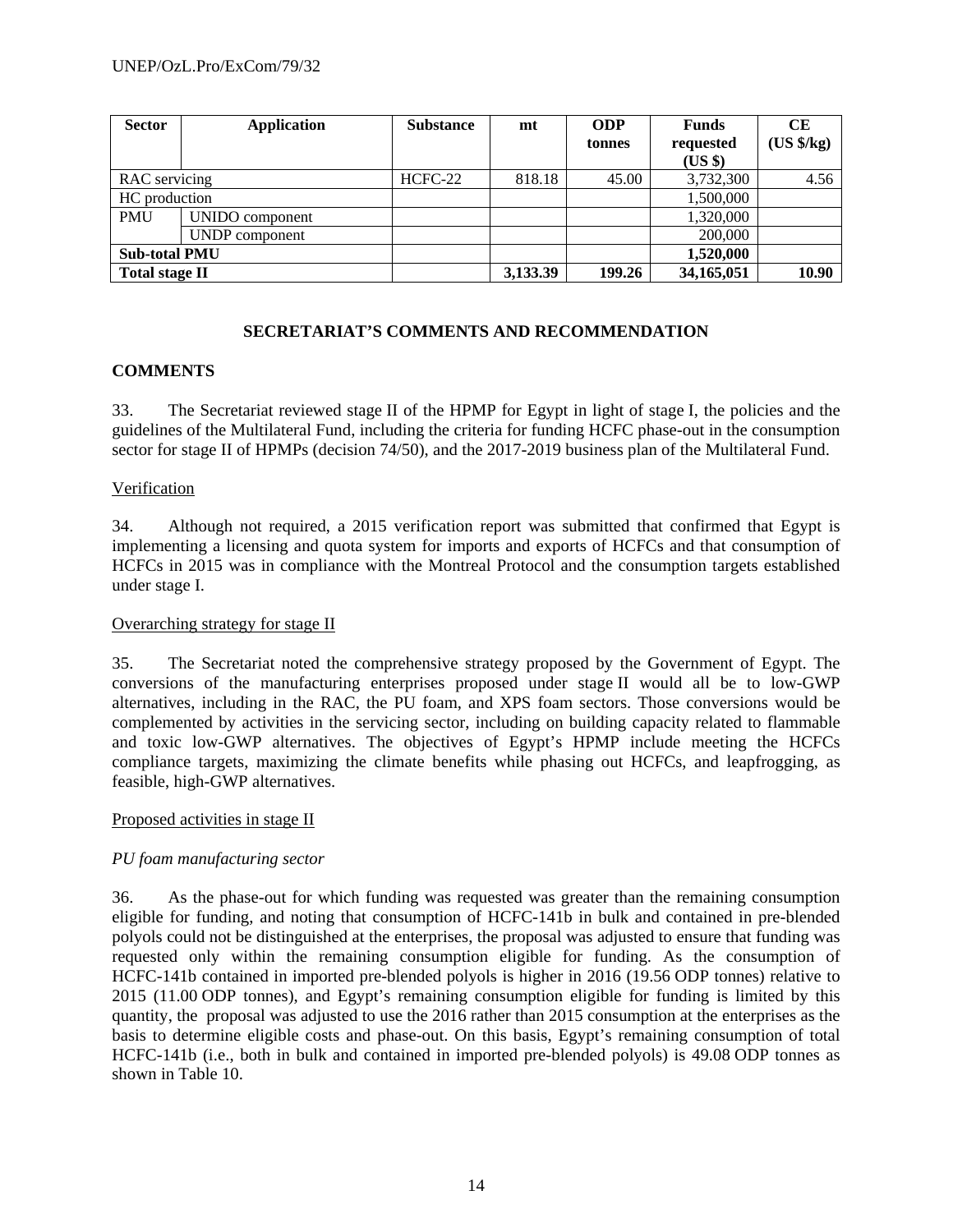| Sector | Application | Substance | mt | ODP tonnes | Funds requested (US $) | CE (US $/kg) |
|---|---|---|---|---|---|---|
| RAC servicing | | HCFC-22 | 818.18 | 45.00 | 3,732,300 | 4.56 |
| HC production | | | | | 1,500,000 | |
| PMU | UNIDO component | | | | 1,320,000 | |
| | UNDP component | | | | 200,000 | |
| **Sub-total PMU** | | | | | **1,520,000** | |
| **Total stage II** | | | **3,133.39** | **199.26** | **34,165,051** | **10.90** |

## SECRETARIAT'S COMMENTS AND RECOMMENDATION

## COMMENTS

33. The Secretariat reviewed stage II of the HPMP for Egypt in light of stage I, the policies and the guidelines of the Multilateral Fund, including the criteria for funding HCFC phase-out in the consumption sector for stage II of HPMPs (decision 74/50), and the 2017-2019 business plan of the Multilateral Fund.

Verification

34. Although not required, a 2015 verification report was submitted that confirmed that Egypt is implementing a licensing and quota system for imports and exports of HCFCs and that consumption of HCFCs in 2015 was in compliance with the Montreal Protocol and the consumption targets established under stage I.

Overarching strategy for stage II

35. The Secretariat noted the comprehensive strategy proposed by the Government of Egypt. The conversions of the manufacturing enterprises proposed under stage II would all be to low-GWP alternatives, including in the RAC, the PU foam, and XPS foam sectors. Those conversions would be complemented by activities in the servicing sector, including on building capacity related to flammable and toxic low-GWP alternatives. The objectives of Egypt's HPMP include meeting the HCFCs compliance targets, maximizing the climate benefits while phasing out HCFCs, and leapfrogging, as feasible, high-GWP alternatives.

Proposed activities in stage II

*PU foam manufacturing sector*

36. As the phase-out for which funding was requested was greater than the remaining consumption eligible for funding, and noting that consumption of HCFC-141b in bulk and contained in pre-blended polyols could not be distinguished at the enterprises, the proposal was adjusted to ensure that funding was requested only within the remaining consumption eligible for funding. As the consumption of HCFC-141b contained in imported pre-blended polyols is higher in 2016 (19.56 ODP tonnes) relative to 2015 (11.00 ODP tonnes), and Egypt's remaining consumption eligible for funding is limited by this quantity, the proposal was adjusted to use the 2016 rather than 2015 consumption at the enterprises as the basis to determine eligible costs and phase-out. On this basis, Egypt's remaining consumption of total HCFC-141b (i.e., both in bulk and contained in imported pre-blended polyols) is 49.08 ODP tonnes as shown in Table 10.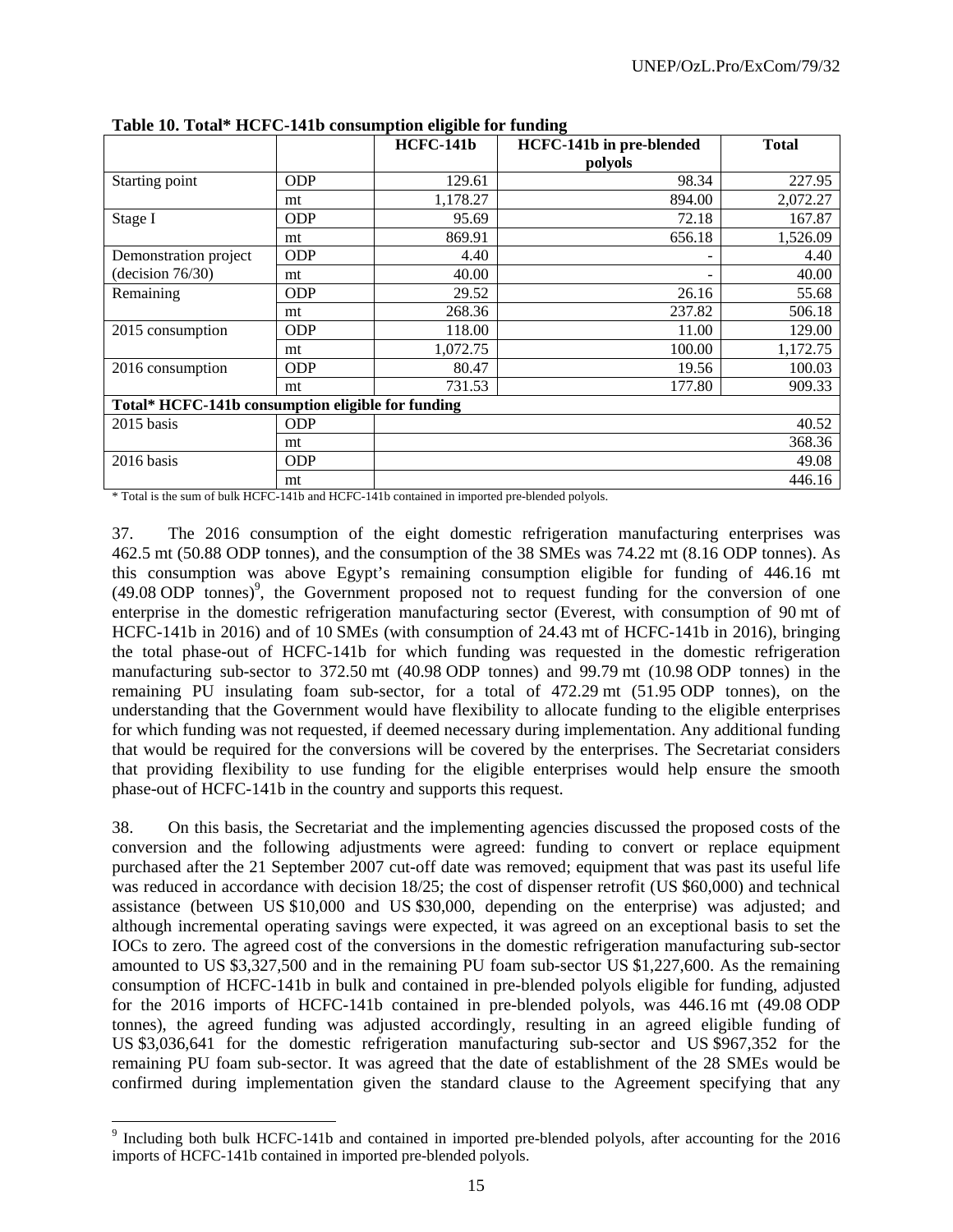**Table 10. Total* HCFC-141b consumption eligible for funding**

| | | HCFC-141b | HCFC-141b in pre-blended polyols | Total |
|---|---|---|---|---|
| Starting point | ODP | 129.61 | 98.34 | 227.95 |
| | mt | 1,178.27 | 894.00 | 2,072.27 |
| Stage I | ODP | 95.69 | 72.18 | 167.87 |
| | mt | 869.91 | 656.18 | 1,526.09 |
| Demonstration project (decision 76/30) | ODP | 4.40 | - | 4.40 |
| | mt | 40.00 | - | 40.00 |
| Remaining | ODP | 29.52 | 26.16 | 55.68 |
| | mt | 268.36 | 237.82 | 506.18 |
| 2015 consumption | ODP | 118.00 | 11.00 | 129.00 |
| | mt | 1,072.75 | 100.00 | 1,172.75 |
| 2016 consumption | ODP | 80.47 | 19.56 | 100.03 |
| | mt | 731.53 | 177.80 | 909.33 |
| **Total* HCFC-141b consumption eligible for funding** | | | | |
| 2015 basis | ODP | | | 40.52 |
| | mt | | | 368.36 |
| 2016 basis | ODP | | | 49.08 |
| | mt | | | 446.16 |

\* Total is the sum of bulk HCFC-141b and HCFC-141b contained in imported pre-blended polyols.

37. The 2016 consumption of the eight domestic refrigeration manufacturing enterprises was 462.5 mt (50.88 ODP tonnes), and the consumption of the 38 SMEs was 74.22 mt (8.16 ODP tonnes). As this consumption was above Egypt's remaining consumption eligible for funding of 446.16 mt (49.08 ODP tonnes)[9], the Government proposed not to request funding for the conversion of one enterprise in the domestic refrigeration manufacturing sector (Everest, with consumption of 90 mt of HCFC-141b in 2016) and of 10 SMEs (with consumption of 24.43 mt of HCFC-141b in 2016), bringing the total phase-out of HCFC-141b for which funding was requested in the domestic refrigeration manufacturing sub-sector to 372.50 mt (40.98 ODP tonnes) and 99.79 mt (10.98 ODP tonnes) in the remaining PU insulating foam sub-sector, for a total of 472.29 mt (51.95 ODP tonnes), on the understanding that the Government would have flexibility to allocate funding to the eligible enterprises for which funding was not requested, if deemed necessary during implementation. Any additional funding that would be required for the conversions will be covered by the enterprises. The Secretariat considers that providing flexibility to use funding for the eligible enterprises would help ensure the smooth phase-out of HCFC-141b in the country and supports this request.

38. On this basis, the Secretariat and the implementing agencies discussed the proposed costs of the conversion and the following adjustments were agreed: funding to convert or replace equipment purchased after the 21 September 2007 cut-off date was removed; equipment that was past its useful life was reduced in accordance with decision 18/25; the cost of dispenser retrofit (US $60,000) and technical assistance (between US $10,000 and US $30,000, depending on the enterprise) was adjusted; and although incremental operating savings were expected, it was agreed on an exceptional basis to set the IOCs to zero. The agreed cost of the conversions in the domestic refrigeration manufacturing sub-sector amounted to US $3,327,500 and in the remaining PU foam sub-sector US $1,227,600. As the remaining consumption of HCFC-141b in bulk and contained in pre-blended polyols eligible for funding, adjusted for the 2016 imports of HCFC-141b contained in pre-blended polyols, was 446.16 mt (49.08 ODP tonnes), the agreed funding was adjusted accordingly, resulting in an agreed eligible funding of US $3,036,641 for the domestic refrigeration manufacturing sub-sector and US $967,352 for the remaining PU foam sub-sector. It was agreed that the date of establishment of the 28 SMEs would be confirmed during implementation given the standard clause to the Agreement specifying that any

[9] Including both bulk HCFC-141b and contained in imported pre-blended polyols, after accounting for the 2016 imports of HCFC-141b contained in imported pre-blended polyols.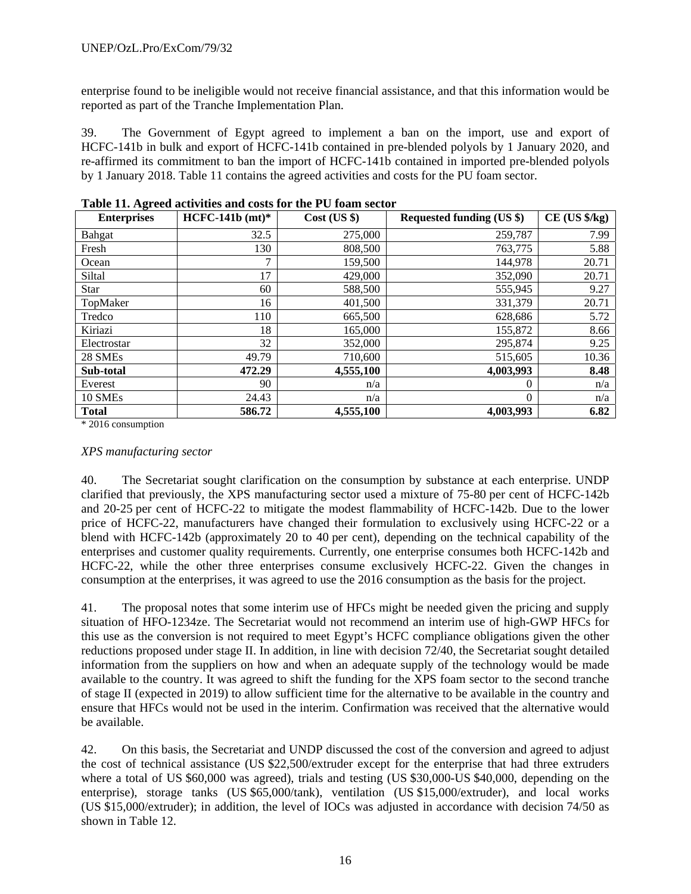enterprise found to be ineligible would not receive financial assistance, and that this information would be reported as part of the Tranche Implementation Plan.

39. The Government of Egypt agreed to implement a ban on the import, use and export of HCFC-141b in bulk and export of HCFC-141b contained in pre-blended polyols by 1 January 2020, and re-affirmed its commitment to ban the import of HCFC-141b contained in imported pre-blended polyols by 1 January 2018. Table 11 contains the agreed activities and costs for the PU foam sector.

**Table 11. Agreed activities and costs for the PU foam sector**

| Enterprises | HCFC-141b (mt)* | Cost (US $) | Requested funding (US $) | CE (US $/kg) |
|---|---|---|---|---|
| Bahgat | 32.5 | 275,000 | 259,787 | 7.99 |
| Fresh | 130 | 808,500 | 763,775 | 5.88 |
| Ocean | 7 | 159,500 | 144,978 | 20.71 |
| Siltal | 17 | 429,000 | 352,090 | 20.71 |
| Star | 60 | 588,500 | 555,945 | 9.27 |
| TopMaker | 16 | 401,500 | 331,379 | 20.71 |
| Tredco | 110 | 665,500 | 628,686 | 5.72 |
| Kiriazi | 18 | 165,000 | 155,872 | 8.66 |
| Electrostar | 32 | 352,000 | 295,874 | 9.25 |
| 28 SMEs | 49.79 | 710,600 | 515,605 | 10.36 |
| **Sub-total** | **472.29** | **4,555,100** | **4,003,993** | **8.48** |
| Everest | 90 | n/a | 0 | n/a |
| 10 SMEs | 24.43 | n/a | 0 | n/a |
| **Total** | **586.72** | **4,555,100** | **4,003,993** | **6.82** |

\* 2016 consumption

*XPS manufacturing sector*

40. The Secretariat sought clarification on the consumption by substance at each enterprise. UNDP clarified that previously, the XPS manufacturing sector used a mixture of 75-80 per cent of HCFC-142b and 20-25 per cent of HCFC-22 to mitigate the modest flammability of HCFC-142b. Due to the lower price of HCFC-22, manufacturers have changed their formulation to exclusively using HCFC-22 or a blend with HCFC-142b (approximately 20 to 40 per cent), depending on the technical capability of the enterprises and customer quality requirements. Currently, one enterprise consumes both HCFC-142b and HCFC-22, while the other three enterprises consume exclusively HCFC-22. Given the changes in consumption at the enterprises, it was agreed to use the 2016 consumption as the basis for the project.

41. The proposal notes that some interim use of HFCs might be needed given the pricing and supply situation of HFO-1234ze. The Secretariat would not recommend an interim use of high-GWP HFCs for this use as the conversion is not required to meet Egypt's HCFC compliance obligations given the other reductions proposed under stage II. In addition, in line with decision 72/40, the Secretariat sought detailed information from the suppliers on how and when an adequate supply of the technology would be made available to the country. It was agreed to shift the funding for the XPS foam sector to the second tranche of stage II (expected in 2019) to allow sufficient time for the alternative to be available in the country and ensure that HFCs would not be used in the interim. Confirmation was received that the alternative would be available.

42. On this basis, the Secretariat and UNDP discussed the cost of the conversion and agreed to adjust the cost of technical assistance (US $22,500/extruder except for the enterprise that had three extruders where a total of US $60,000 was agreed), trials and testing (US $30,000-US $40,000, depending on the enterprise), storage tanks (US $65,000/tank), ventilation (US $15,000/extruder), and local works (US $15,000/extruder); in addition, the level of IOCs was adjusted in accordance with decision 74/50 as shown in Table 12.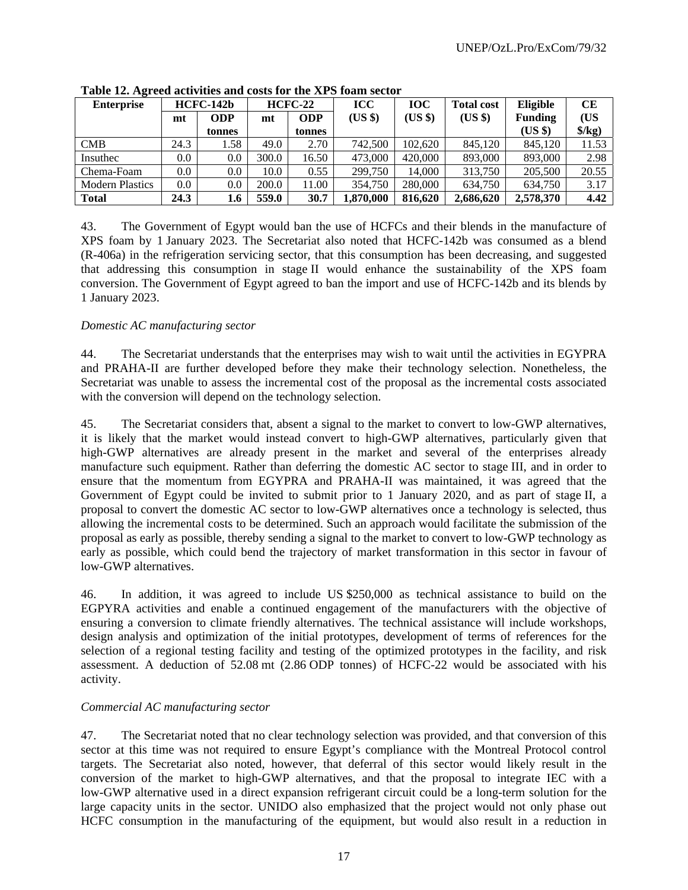**Table 12. Agreed activities and costs for the XPS foam sector**

| Enterprise | HCFC-142b | | HCFC-22 | | ICC (US $) | IOC (US $) | Total cost (US $) | Eligible Funding (US $) | CE (US $/kg) |
|---|---|---|---|---|---|---|---|---|---|
| | mt | ODP tonnes | mt | ODP tonnes | | | | | |
| CMB | 24.3 | 1.58 | 49.0 | 2.70 | 742,500 | 102,620 | 845,120 | 845,120 | 11.53 |
| Insuthec | 0.0 | 0.0 | 300.0 | 16.50 | 473,000 | 420,000 | 893,000 | 893,000 | 2.98 |
| Chema-Foam | 0.0 | 0.0 | 10.0 | 0.55 | 299,750 | 14,000 | 313,750 | 205,500 | 20.55 |
| Modern Plastics | 0.0 | 0.0 | 200.0 | 11.00 | 354,750 | 280,000 | 634,750 | 634,750 | 3.17 |
| **Total** | **24.3** | **1.6** | **559.0** | **30.7** | **1,870,000** | **816,620** | **2,686,620** | **2,578,370** | **4.42** |

43. The Government of Egypt would ban the use of HCFCs and their blends in the manufacture of XPS foam by 1 January 2023. The Secretariat also noted that HCFC-142b was consumed as a blend (R-406a) in the refrigeration servicing sector, that this consumption has been decreasing, and suggested that addressing this consumption in stage II would enhance the sustainability of the XPS foam conversion. The Government of Egypt agreed to ban the import and use of HCFC-142b and its blends by 1 January 2023.

*Domestic AC manufacturing sector*

44. The Secretariat understands that the enterprises may wish to wait until the activities in EGYPRA and PRAHA-II are further developed before they make their technology selection. Nonetheless, the Secretariat was unable to assess the incremental cost of the proposal as the incremental costs associated with the conversion will depend on the technology selection.

45. The Secretariat considers that, absent a signal to the market to convert to low-GWP alternatives, it is likely that the market would instead convert to high-GWP alternatives, particularly given that high-GWP alternatives are already present in the market and several of the enterprises already manufacture such equipment. Rather than deferring the domestic AC sector to stage III, and in order to ensure that the momentum from EGYPRA and PRAHA-II was maintained, it was agreed that the Government of Egypt could be invited to submit prior to 1 January 2020, and as part of stage II, a proposal to convert the domestic AC sector to low-GWP alternatives once a technology is selected, thus allowing the incremental costs to be determined. Such an approach would facilitate the submission of the proposal as early as possible, thereby sending a signal to the market to convert to low-GWP technology as early as possible, which could bend the trajectory of market transformation in this sector in favour of low-GWP alternatives.

46. In addition, it was agreed to include US $250,000 as technical assistance to build on the EGPYRA activities and enable a continued engagement of the manufacturers with the objective of ensuring a conversion to climate friendly alternatives. The technical assistance will include workshops, design analysis and optimization of the initial prototypes, development of terms of references for the selection of a regional testing facility and testing of the optimized prototypes in the facility, and risk assessment. A deduction of 52.08 mt (2.86 ODP tonnes) of HCFC-22 would be associated with his activity.

*Commercial AC manufacturing sector*

47. The Secretariat noted that no clear technology selection was provided, and that conversion of this sector at this time was not required to ensure Egypt's compliance with the Montreal Protocol control targets. The Secretariat also noted, however, that deferral of this sector would likely result in the conversion of the market to high-GWP alternatives, and that the proposal to integrate IEC with a low-GWP alternative used in a direct expansion refrigerant circuit could be a long-term solution for the large capacity units in the sector. UNIDO also emphasized that the project would not only phase out HCFC consumption in the manufacturing of the equipment, but would also result in a reduction in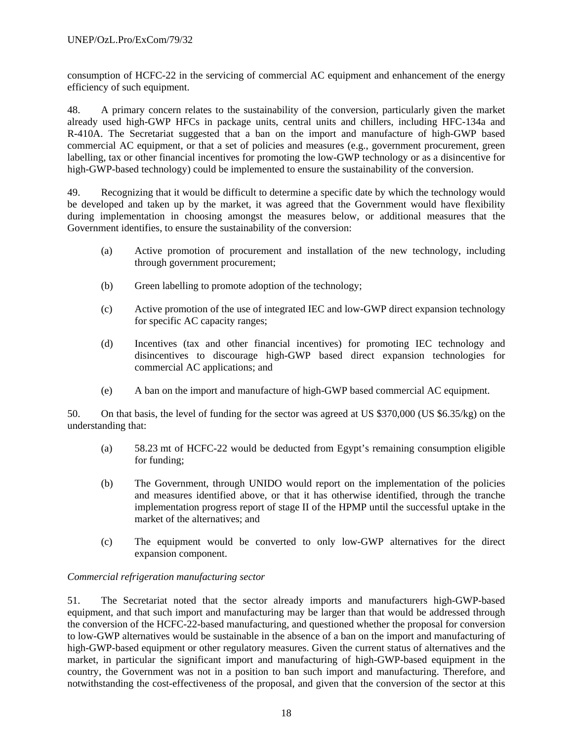consumption of HCFC-22 in the servicing of commercial AC equipment and enhancement of the energy efficiency of such equipment.

48. A primary concern relates to the sustainability of the conversion, particularly given the market already used high-GWP HFCs in package units, central units and chillers, including HFC-134a and R-410A. The Secretariat suggested that a ban on the import and manufacture of high-GWP based commercial AC equipment, or that a set of policies and measures (e.g., government procurement, green labelling, tax or other financial incentives for promoting the low-GWP technology or as a disincentive for high-GWP-based technology) could be implemented to ensure the sustainability of the conversion.

49. Recognizing that it would be difficult to determine a specific date by which the technology would be developed and taken up by the market, it was agreed that the Government would have flexibility during implementation in choosing amongst the measures below, or additional measures that the Government identifies, to ensure the sustainability of the conversion:

(a) Active promotion of procurement and installation of the new technology, including through government procurement;

(b) Green labelling to promote adoption of the technology;

(c) Active promotion of the use of integrated IEC and low-GWP direct expansion technology for specific AC capacity ranges;

(d) Incentives (tax and other financial incentives) for promoting IEC technology and disincentives to discourage high-GWP based direct expansion technologies for commercial AC applications; and

(e) A ban on the import and manufacture of high-GWP based commercial AC equipment.

50. On that basis, the level of funding for the sector was agreed at US $370,000 (US $6.35/kg) on the understanding that:

(a) 58.23 mt of HCFC-22 would be deducted from Egypt's remaining consumption eligible for funding;

(b) The Government, through UNIDO would report on the implementation of the policies and measures identified above, or that it has otherwise identified, through the tranche implementation progress report of stage II of the HPMP until the successful uptake in the market of the alternatives; and

(c) The equipment would be converted to only low-GWP alternatives for the direct expansion component.

*Commercial refrigeration manufacturing sector*

51. The Secretariat noted that the sector already imports and manufacturers high-GWP-based equipment, and that such import and manufacturing may be larger than that would be addressed through the conversion of the HCFC-22-based manufacturing, and questioned whether the proposal for conversion to low-GWP alternatives would be sustainable in the absence of a ban on the import and manufacturing of high-GWP-based equipment or other regulatory measures. Given the current status of alternatives and the market, in particular the significant import and manufacturing of high-GWP-based equipment in the country, the Government was not in a position to ban such import and manufacturing. Therefore, and notwithstanding the cost-effectiveness of the proposal, and given that the conversion of the sector at this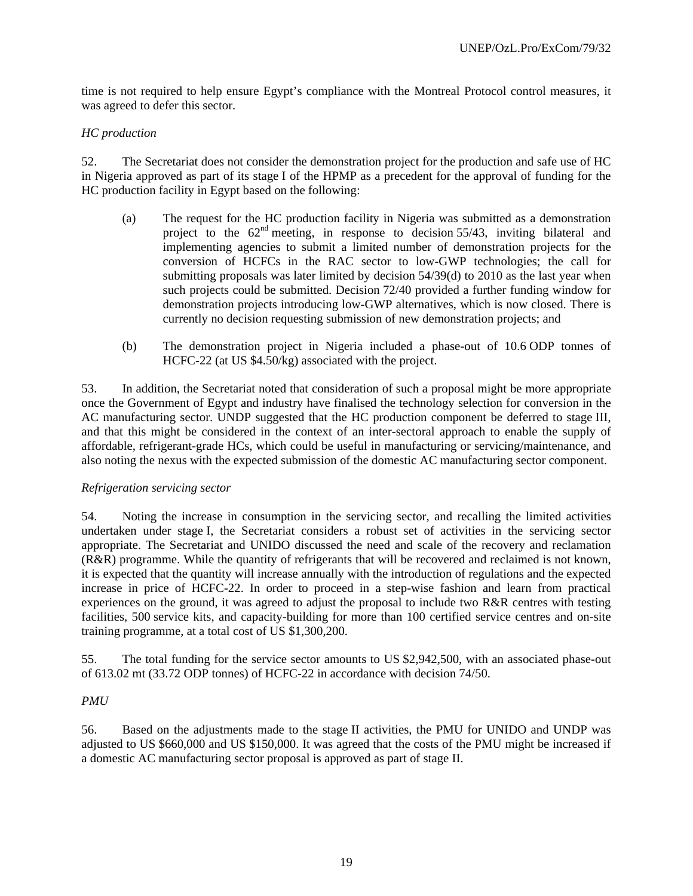time is not required to help ensure Egypt's compliance with the Montreal Protocol control measures, it was agreed to defer this sector.

*HC production*

52. The Secretariat does not consider the demonstration project for the production and safe use of HC in Nigeria approved as part of its stage I of the HPMP as a precedent for the approval of funding for the HC production facility in Egypt based on the following:

(a) The request for the HC production facility in Nigeria was submitted as a demonstration project to the 62nd meeting, in response to decision 55/43, inviting bilateral and implementing agencies to submit a limited number of demonstration projects for the conversion of HCFCs in the RAC sector to low-GWP technologies; the call for submitting proposals was later limited by decision 54/39(d) to 2010 as the last year when such projects could be submitted. Decision 72/40 provided a further funding window for demonstration projects introducing low-GWP alternatives, which is now closed. There is currently no decision requesting submission of new demonstration projects; and

(b) The demonstration project in Nigeria included a phase-out of 10.6 ODP tonnes of HCFC-22 (at US $4.50/kg) associated with the project.

53. In addition, the Secretariat noted that consideration of such a proposal might be more appropriate once the Government of Egypt and industry have finalised the technology selection for conversion in the AC manufacturing sector. UNDP suggested that the HC production component be deferred to stage III, and that this might be considered in the context of an inter-sectoral approach to enable the supply of affordable, refrigerant-grade HCs, which could be useful in manufacturing or servicing/maintenance, and also noting the nexus with the expected submission of the domestic AC manufacturing sector component.

*Refrigeration servicing sector*

54. Noting the increase in consumption in the servicing sector, and recalling the limited activities undertaken under stage I, the Secretariat considers a robust set of activities in the servicing sector appropriate. The Secretariat and UNIDO discussed the need and scale of the recovery and reclamation (R&R) programme. While the quantity of refrigerants that will be recovered and reclaimed is not known, it is expected that the quantity will increase annually with the introduction of regulations and the expected increase in price of HCFC-22. In order to proceed in a step-wise fashion and learn from practical experiences on the ground, it was agreed to adjust the proposal to include two R&R centres with testing facilities, 500 service kits, and capacity-building for more than 100 certified service centres and on-site training programme, at a total cost of US $1,300,200.

55. The total funding for the service sector amounts to US $2,942,500, with an associated phase-out of 613.02 mt (33.72 ODP tonnes) of HCFC-22 in accordance with decision 74/50.

*PMU*

56. Based on the adjustments made to the stage II activities, the PMU for UNIDO and UNDP was adjusted to US $660,000 and US $150,000. It was agreed that the costs of the PMU might be increased if a domestic AC manufacturing sector proposal is approved as part of stage II.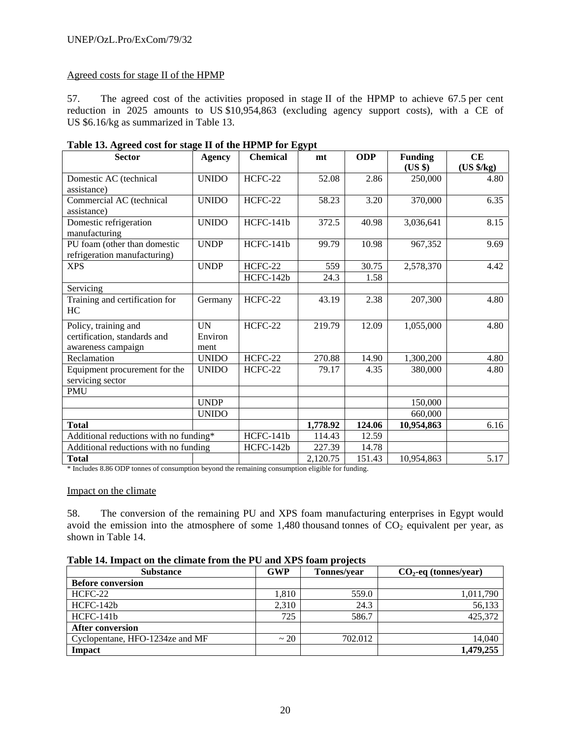Agreed costs for stage II of the HPMP

57. The agreed cost of the activities proposed in stage II of the HPMP to achieve 67.5 per cent reduction in 2025 amounts to US $10,954,863 (excluding agency support costs), with a CE of US $6.16/kg as summarized in Table 13.

**Table 13. Agreed cost for stage II of the HPMP for Egypt**

| Sector | Agency | Chemical | mt | ODP | Funding (US $) | CE (US $/kg) |
|---|---|---|---|---|---|---|
| Domestic AC (technical assistance) | UNIDO | HCFC-22 | 52.08 | 2.86 | 250,000 | 4.80 |
| Commercial AC (technical assistance) | UNIDO | HCFC-22 | 58.23 | 3.20 | 370,000 | 6.35 |
| Domestic refrigeration manufacturing | UNIDO | HCFC-141b | 372.5 | 40.98 | 3,036,641 | 8.15 |
| PU foam (other than domestic refrigeration manufacturing) | UNDP | HCFC-141b | 99.79 | 10.98 | 967,352 | 9.69 |
| XPS | UNDP | HCFC-22 | 559 | 30.75 | 2,578,370 | 4.42 |
| | | HCFC-142b | 24.3 | 1.58 | | |
| Servicing | | | | | | |
| Training and certification for HC | Germany | HCFC-22 | 43.19 | 2.38 | 207,300 | 4.80 |
| Policy, training and certification, standards and awareness campaign | UN Environment | HCFC-22 | 219.79 | 12.09 | 1,055,000 | 4.80 |
| Reclamation | UNIDO | HCFC-22 | 270.88 | 14.90 | 1,300,200 | 4.80 |
| Equipment procurement for the servicing sector | UNIDO | HCFC-22 | 79.17 | 4.35 | 380,000 | 4.80 |
| PMU | | | | | | |
| | UNDP | | | | 150,000 | |
| | UNIDO | | | | 660,000 | |
| **Total** | | | **1,778.92** | **124.06** | **10,954,863** | 6.16 |
| Additional reductions with no funding* | | HCFC-141b | 114.43 | 12.59 | | |
| Additional reductions with no funding | | HCFC-142b | 227.39 | 14.78 | | |
| **Total** | | | 2,120.75 | 151.43 | 10,954,863 | 5.17 |

\* Includes 8.86 ODP tonnes of consumption beyond the remaining consumption eligible for funding.

Impact on the climate

58. The conversion of the remaining PU and XPS foam manufacturing enterprises in Egypt would avoid the emission into the atmosphere of some 1,480 thousand tonnes of $CO_2$ equivalent per year, as shown in Table 14.

**Table 14. Impact on the climate from the PU and XPS foam projects**

| Substance | GWP | Tonnes/year | $CO_2$-eq (tonnes/year) |
|---|---|---|---|
| **Before conversion** | | | |
| HCFC-22 | 1,810 | 559.0 | 1,011,790 |
| HCFC-142b | 2,310 | 24.3 | 56,133 |
| HCFC-141b | 725 | 586.7 | 425,372 |
| **After conversion** | | | |
| Cyclopentane, HFO-1234ze and MF | ~ 20 | 702.012 | 14,040 |
| **Impact** | | | **1,479,255** |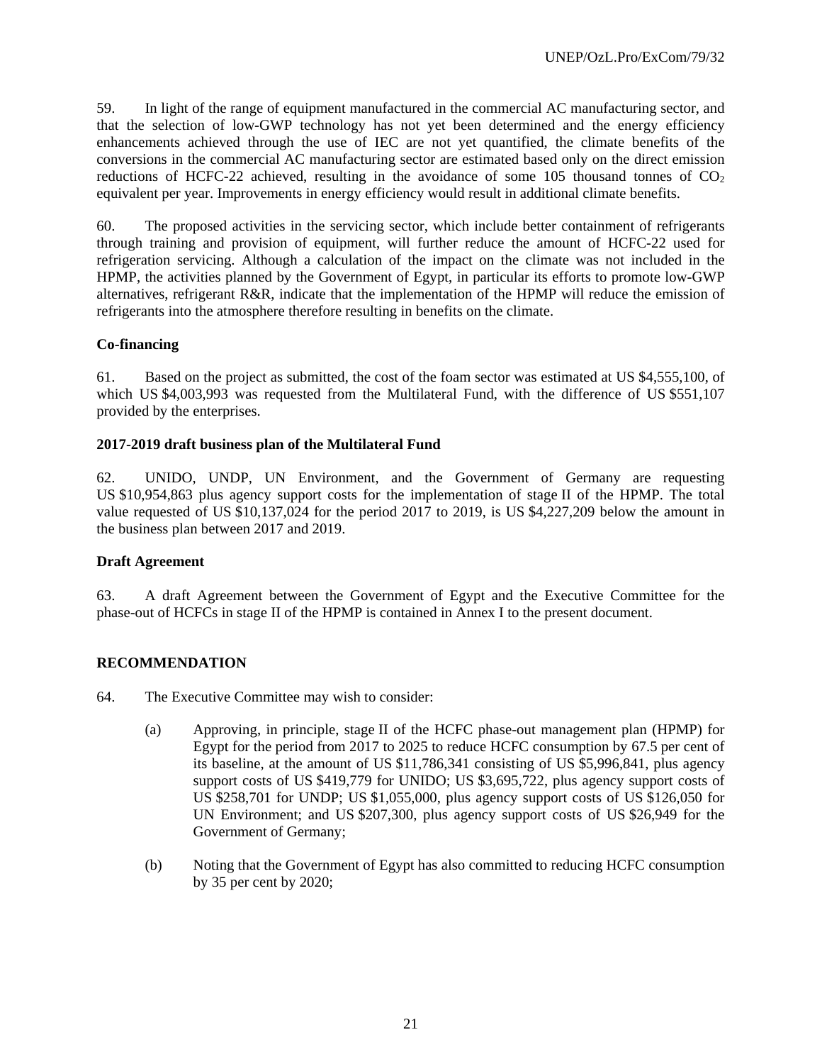59. In light of the range of equipment manufactured in the commercial AC manufacturing sector, and that the selection of low-GWP technology has not yet been determined and the energy efficiency enhancements achieved through the use of IEC are not yet quantified, the climate benefits of the conversions in the commercial AC manufacturing sector are estimated based only on the direct emission reductions of HCFC-22 achieved, resulting in the avoidance of some 105 thousand tonnes of $CO_2$ equivalent per year. Improvements in energy efficiency would result in additional climate benefits.

60. The proposed activities in the servicing sector, which include better containment of refrigerants through training and provision of equipment, will further reduce the amount of HCFC-22 used for refrigeration servicing. Although a calculation of the impact on the climate was not included in the HPMP, the activities planned by the Government of Egypt, in particular its efforts to promote low-GWP alternatives, refrigerant R&R, indicate that the implementation of the HPMP will reduce the emission of refrigerants into the atmosphere therefore resulting in benefits on the climate.

**Co-financing**

61. Based on the project as submitted, the cost of the foam sector was estimated at US $4,555,100, of which US $4,003,993 was requested from the Multilateral Fund, with the difference of US $551,107 provided by the enterprises.

**2017-2019 draft business plan of the Multilateral Fund**

62. UNIDO, UNDP, UN Environment, and the Government of Germany are requesting US $10,954,863 plus agency support costs for the implementation of stage II of the HPMP. The total value requested of US $10,137,024 for the period 2017 to 2019, is US $4,227,209 below the amount in the business plan between 2017 and 2019.

**Draft Agreement**

63. A draft Agreement between the Government of Egypt and the Executive Committee for the phase-out of HCFCs in stage II of the HPMP is contained in Annex I to the present document.

## RECOMMENDATION

64. The Executive Committee may wish to consider:

(a) Approving, in principle, stage II of the HCFC phase-out management plan (HPMP) for Egypt for the period from 2017 to 2025 to reduce HCFC consumption by 67.5 per cent of its baseline, at the amount of US $11,786,341 consisting of US $5,996,841, plus agency support costs of US $419,779 for UNIDO; US $3,695,722, plus agency support costs of US $258,701 for UNDP; US $1,055,000, plus agency support costs of US $126,050 for UN Environment; and US $207,300, plus agency support costs of US $26,949 for the Government of Germany;

(b) Noting that the Government of Egypt has also committed to reducing HCFC consumption by 35 per cent by 2020;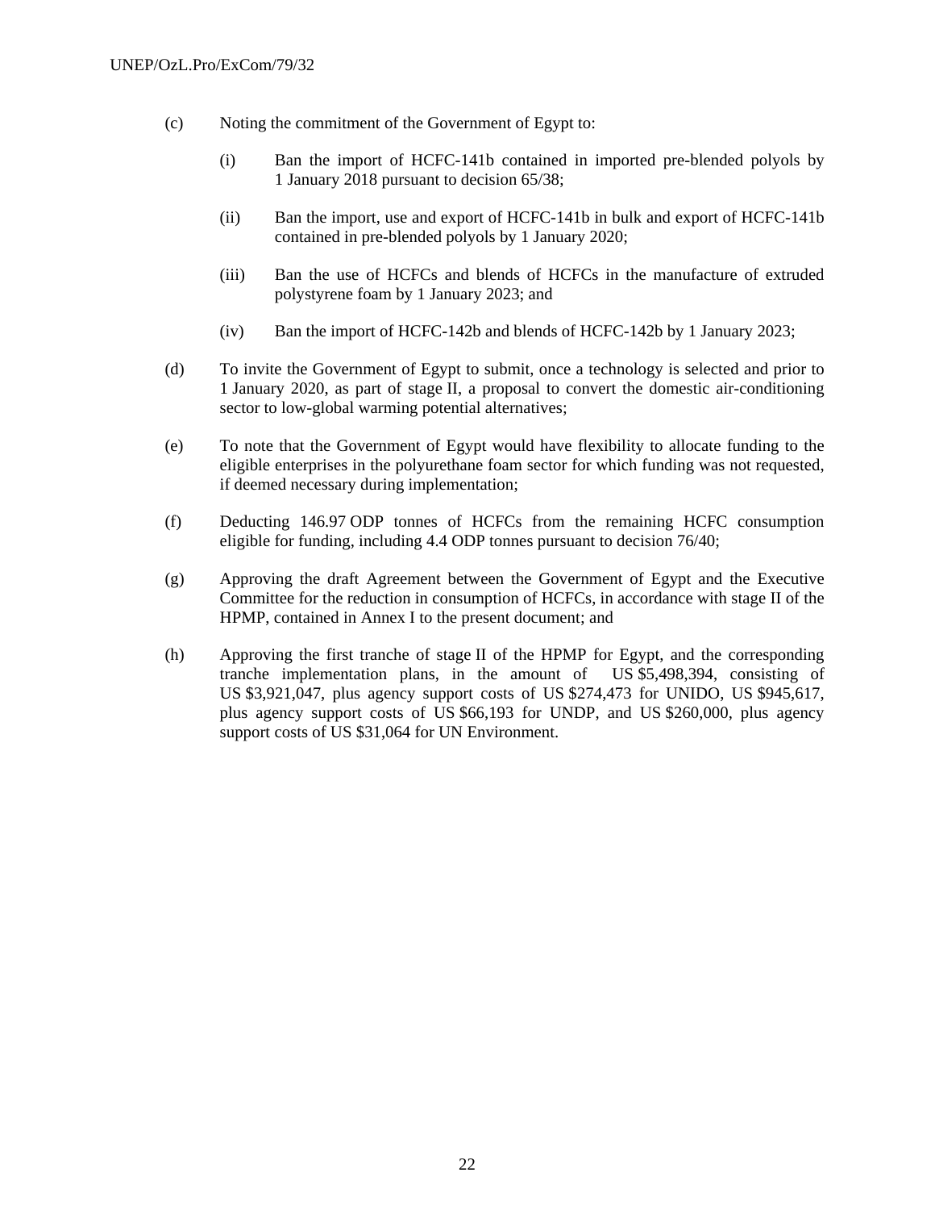(c) Noting the commitment of the Government of Egypt to:

  (i) Ban the import of HCFC-141b contained in imported pre-blended polyols by 1 January 2018 pursuant to decision 65/38;

  (ii) Ban the import, use and export of HCFC-141b in bulk and export of HCFC-141b contained in pre-blended polyols by 1 January 2020;

  (iii) Ban the use of HCFCs and blends of HCFCs in the manufacture of extruded polystyrene foam by 1 January 2023; and

  (iv) Ban the import of HCFC-142b and blends of HCFC-142b by 1 January 2023;

(d) To invite the Government of Egypt to submit, once a technology is selected and prior to 1 January 2020, as part of stage II, a proposal to convert the domestic air-conditioning sector to low-global warming potential alternatives;

(e) To note that the Government of Egypt would have flexibility to allocate funding to the eligible enterprises in the polyurethane foam sector for which funding was not requested, if deemed necessary during implementation;

(f) Deducting 146.97 ODP tonnes of HCFCs from the remaining HCFC consumption eligible for funding, including 4.4 ODP tonnes pursuant to decision 76/40;

(g) Approving the draft Agreement between the Government of Egypt and the Executive Committee for the reduction in consumption of HCFCs, in accordance with stage II of the HPMP, contained in Annex I to the present document; and

(h) Approving the first tranche of stage II of the HPMP for Egypt, and the corresponding tranche implementation plans, in the amount of US $5,498,394, consisting of US $3,921,047, plus agency support costs of US $274,473 for UNIDO, US $945,617, plus agency support costs of US $66,193 for UNDP, and US $260,000, plus agency support costs of US $31,064 for UN Environment.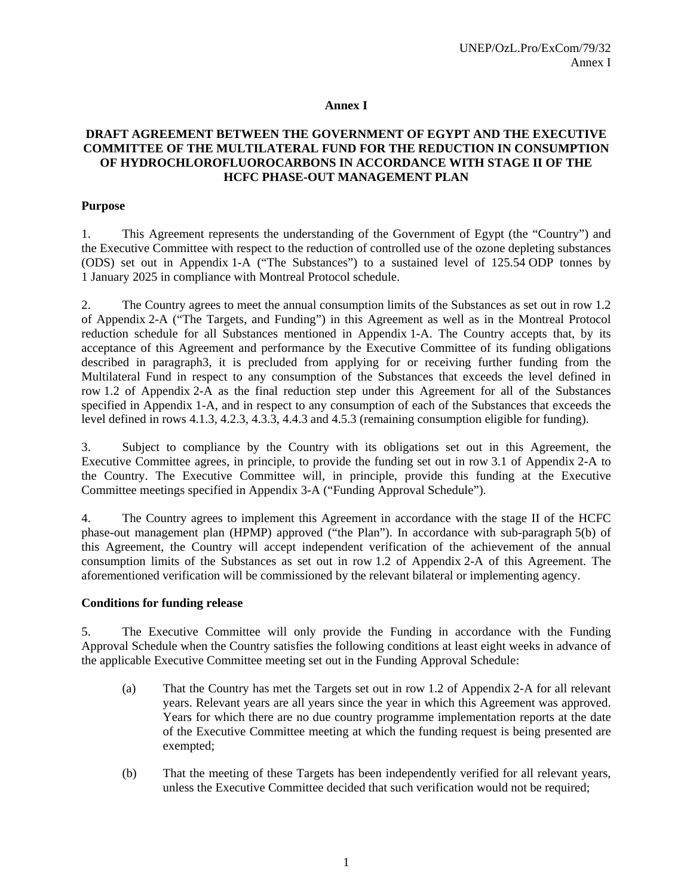# Annex I

**DRAFT AGREEMENT BETWEEN THE GOVERNMENT OF EGYPT AND THE EXECUTIVE COMMITTEE OF THE MULTILATERAL FUND FOR THE REDUCTION IN CONSUMPTION OF HYDROCHLOROFLUOROCARBONS IN ACCORDANCE WITH STAGE II OF THE HCFC PHASE-OUT MANAGEMENT PLAN**

## Purpose

1. This Agreement represents the understanding of the Government of Egypt (the "Country") and the Executive Committee with respect to the reduction of controlled use of the ozone depleting substances (ODS) set out in Appendix 1-A ("The Substances") to a sustained level of 125.54 ODP tonnes by 1 January 2025 in compliance with Montreal Protocol schedule.

2. The Country agrees to meet the annual consumption limits of the Substances as set out in row 1.2 of Appendix 2-A ("The Targets, and Funding") in this Agreement as well as in the Montreal Protocol reduction schedule for all Substances mentioned in Appendix 1-A. The Country accepts that, by its acceptance of this Agreement and performance by the Executive Committee of its funding obligations described in paragraph3, it is precluded from applying for or receiving further funding from the Multilateral Fund in respect to any consumption of the Substances that exceeds the level defined in row 1.2 of Appendix 2-A as the final reduction step under this Agreement for all of the Substances specified in Appendix 1-A, and in respect to any consumption of each of the Substances that exceeds the level defined in rows 4.1.3, 4.2.3, 4.3.3, 4.4.3 and 4.5.3 (remaining consumption eligible for funding).

3. Subject to compliance by the Country with its obligations set out in this Agreement, the Executive Committee agrees, in principle, to provide the funding set out in row 3.1 of Appendix 2-A to the Country. The Executive Committee will, in principle, provide this funding at the Executive Committee meetings specified in Appendix 3-A ("Funding Approval Schedule").

4. The Country agrees to implement this Agreement in accordance with the stage II of the HCFC phase-out management plan (HPMP) approved ("the Plan"). In accordance with sub-paragraph 5(b) of this Agreement, the Country will accept independent verification of the achievement of the annual consumption limits of the Substances as set out in row 1.2 of Appendix 2-A of this Agreement. The aforementioned verification will be commissioned by the relevant bilateral or implementing agency.

## Conditions for funding release

5. The Executive Committee will only provide the Funding in accordance with the Funding Approval Schedule when the Country satisfies the following conditions at least eight weeks in advance of the applicable Executive Committee meeting set out in the Funding Approval Schedule:

   (a) That the Country has met the Targets set out in row 1.2 of Appendix 2-A for all relevant years. Relevant years are all years since the year in which this Agreement was approved. Years for which there are no due country programme implementation reports at the date of the Executive Committee meeting at which the funding request is being presented are exempted;

   (b) That the meeting of these Targets has been independently verified for all relevant years, unless the Executive Committee decided that such verification would not be required;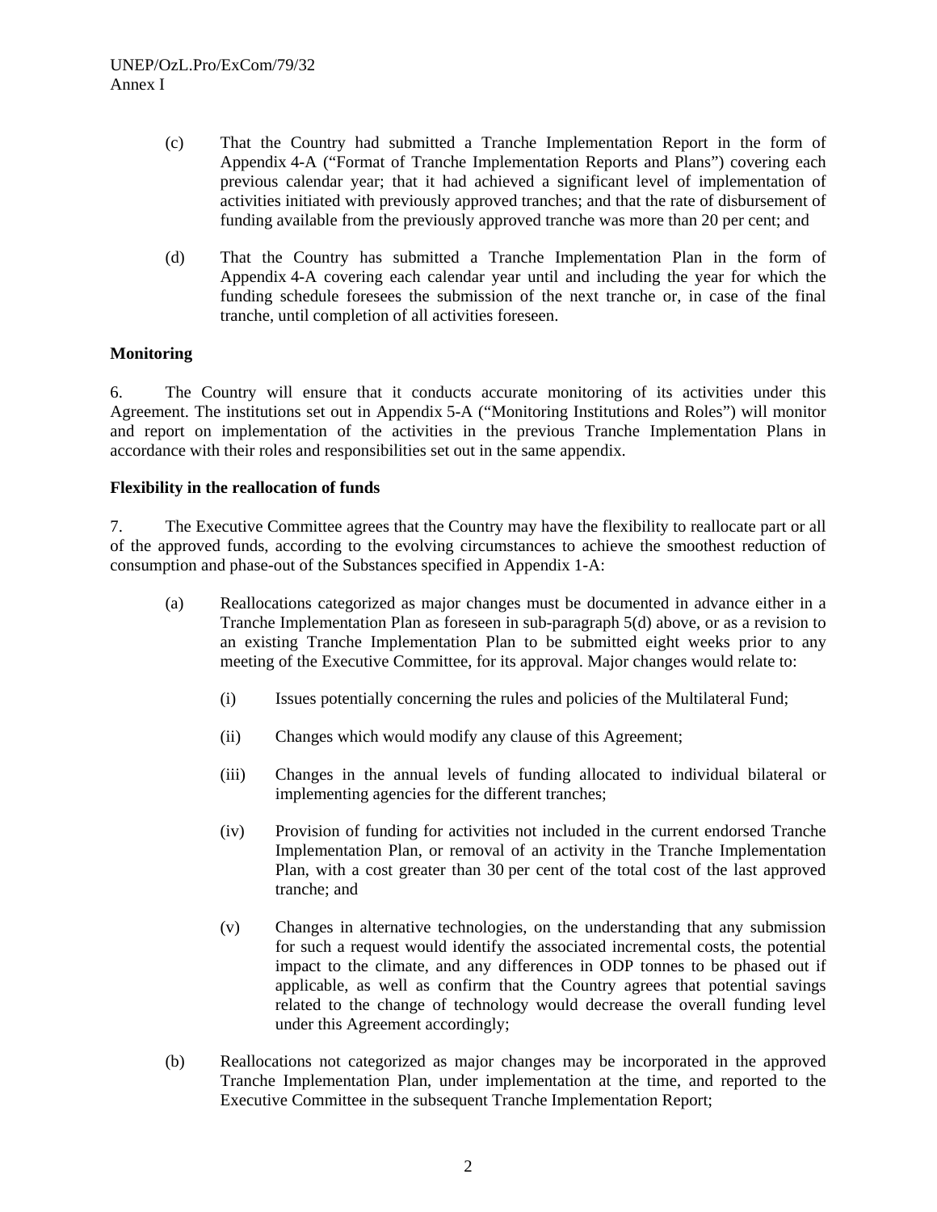(c) That the Country had submitted a Tranche Implementation Report in the form of Appendix 4-A ("Format of Tranche Implementation Reports and Plans") covering each previous calendar year; that it had achieved a significant level of implementation of activities initiated with previously approved tranches; and that the rate of disbursement of funding available from the previously approved tranche was more than 20 per cent; and

(d) That the Country has submitted a Tranche Implementation Plan in the form of Appendix 4-A covering each calendar year until and including the year for which the funding schedule foresees the submission of the next tranche or, in case of the final tranche, until completion of all activities foreseen.

**Monitoring**

6. The Country will ensure that it conducts accurate monitoring of its activities under this Agreement. The institutions set out in Appendix 5-A ("Monitoring Institutions and Roles") will monitor and report on implementation of the activities in the previous Tranche Implementation Plans in accordance with their roles and responsibilities set out in the same appendix.

**Flexibility in the reallocation of funds**

7. The Executive Committee agrees that the Country may have the flexibility to reallocate part or all of the approved funds, according to the evolving circumstances to achieve the smoothest reduction of consumption and phase-out of the Substances specified in Appendix 1-A:

(a) Reallocations categorized as major changes must be documented in advance either in a Tranche Implementation Plan as foreseen in sub-paragraph 5(d) above, or as a revision to an existing Tranche Implementation Plan to be submitted eight weeks prior to any meeting of the Executive Committee, for its approval. Major changes would relate to:

   (i) Issues potentially concerning the rules and policies of the Multilateral Fund;

   (ii) Changes which would modify any clause of this Agreement;

   (iii) Changes in the annual levels of funding allocated to individual bilateral or implementing agencies for the different tranches;

   (iv) Provision of funding for activities not included in the current endorsed Tranche Implementation Plan, or removal of an activity in the Tranche Implementation Plan, with a cost greater than 30 per cent of the total cost of the last approved tranche; and

   (v) Changes in alternative technologies, on the understanding that any submission for such a request would identify the associated incremental costs, the potential impact to the climate, and any differences in ODP tonnes to be phased out if applicable, as well as confirm that the Country agrees that potential savings related to the change of technology would decrease the overall funding level under this Agreement accordingly;

(b) Reallocations not categorized as major changes may be incorporated in the approved Tranche Implementation Plan, under implementation at the time, and reported to the Executive Committee in the subsequent Tranche Implementation Report;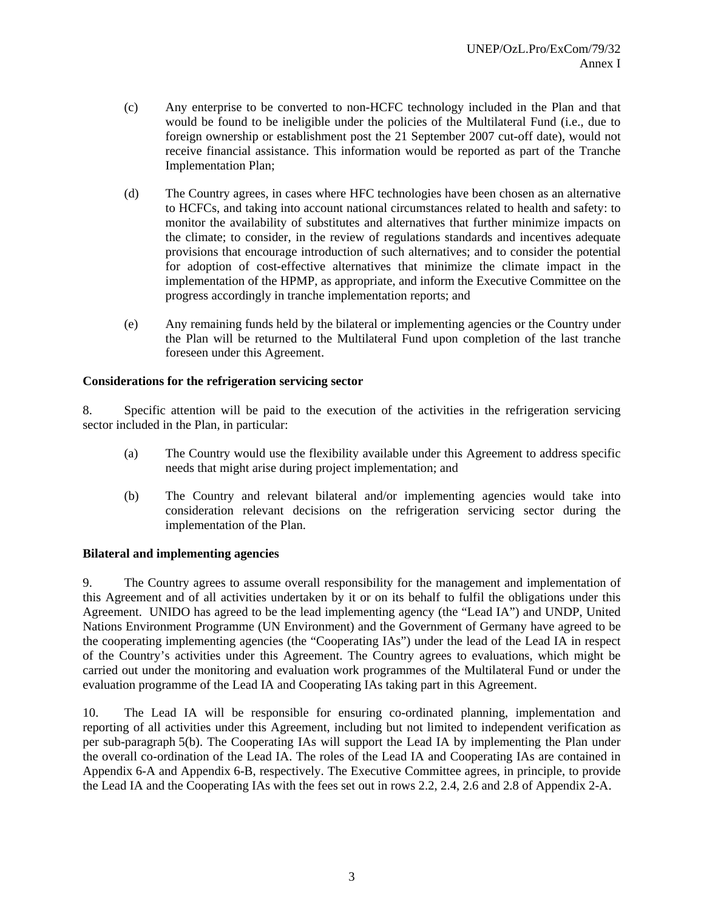(c) Any enterprise to be converted to non-HCFC technology included in the Plan and that would be found to be ineligible under the policies of the Multilateral Fund (i.e., due to foreign ownership or establishment post the 21 September 2007 cut-off date), would not receive financial assistance. This information would be reported as part of the Tranche Implementation Plan;

(d) The Country agrees, in cases where HFC technologies have been chosen as an alternative to HCFCs, and taking into account national circumstances related to health and safety: to monitor the availability of substitutes and alternatives that further minimize impacts on the climate; to consider, in the review of regulations standards and incentives adequate provisions that encourage introduction of such alternatives; and to consider the potential for adoption of cost-effective alternatives that minimize the climate impact in the implementation of the HPMP, as appropriate, and inform the Executive Committee on the progress accordingly in tranche implementation reports; and

(e) Any remaining funds held by the bilateral or implementing agencies or the Country under the Plan will be returned to the Multilateral Fund upon completion of the last tranche foreseen under this Agreement.

**Considerations for the refrigeration servicing sector**

8. Specific attention will be paid to the execution of the activities in the refrigeration servicing sector included in the Plan, in particular:

(a) The Country would use the flexibility available under this Agreement to address specific needs that might arise during project implementation; and

(b) The Country and relevant bilateral and/or implementing agencies would take into consideration relevant decisions on the refrigeration servicing sector during the implementation of the Plan.

**Bilateral and implementing agencies**

9. The Country agrees to assume overall responsibility for the management and implementation of this Agreement and of all activities undertaken by it or on its behalf to fulfil the obligations under this Agreement. UNIDO has agreed to be the lead implementing agency (the "Lead IA") and UNDP, United Nations Environment Programme (UN Environment) and the Government of Germany have agreed to be the cooperating implementing agencies (the "Cooperating IAs") under the lead of the Lead IA in respect of the Country's activities under this Agreement. The Country agrees to evaluations, which might be carried out under the monitoring and evaluation work programmes of the Multilateral Fund or under the evaluation programme of the Lead IA and Cooperating IAs taking part in this Agreement.

10. The Lead IA will be responsible for ensuring co-ordinated planning, implementation and reporting of all activities under this Agreement, including but not limited to independent verification as per sub-paragraph 5(b). The Cooperating IAs will support the Lead IA by implementing the Plan under the overall co-ordination of the Lead IA. The roles of the Lead IA and Cooperating IAs are contained in Appendix 6-A and Appendix 6-B, respectively. The Executive Committee agrees, in principle, to provide the Lead IA and the Cooperating IAs with the fees set out in rows 2.2, 2.4, 2.6 and 2.8 of Appendix 2-A.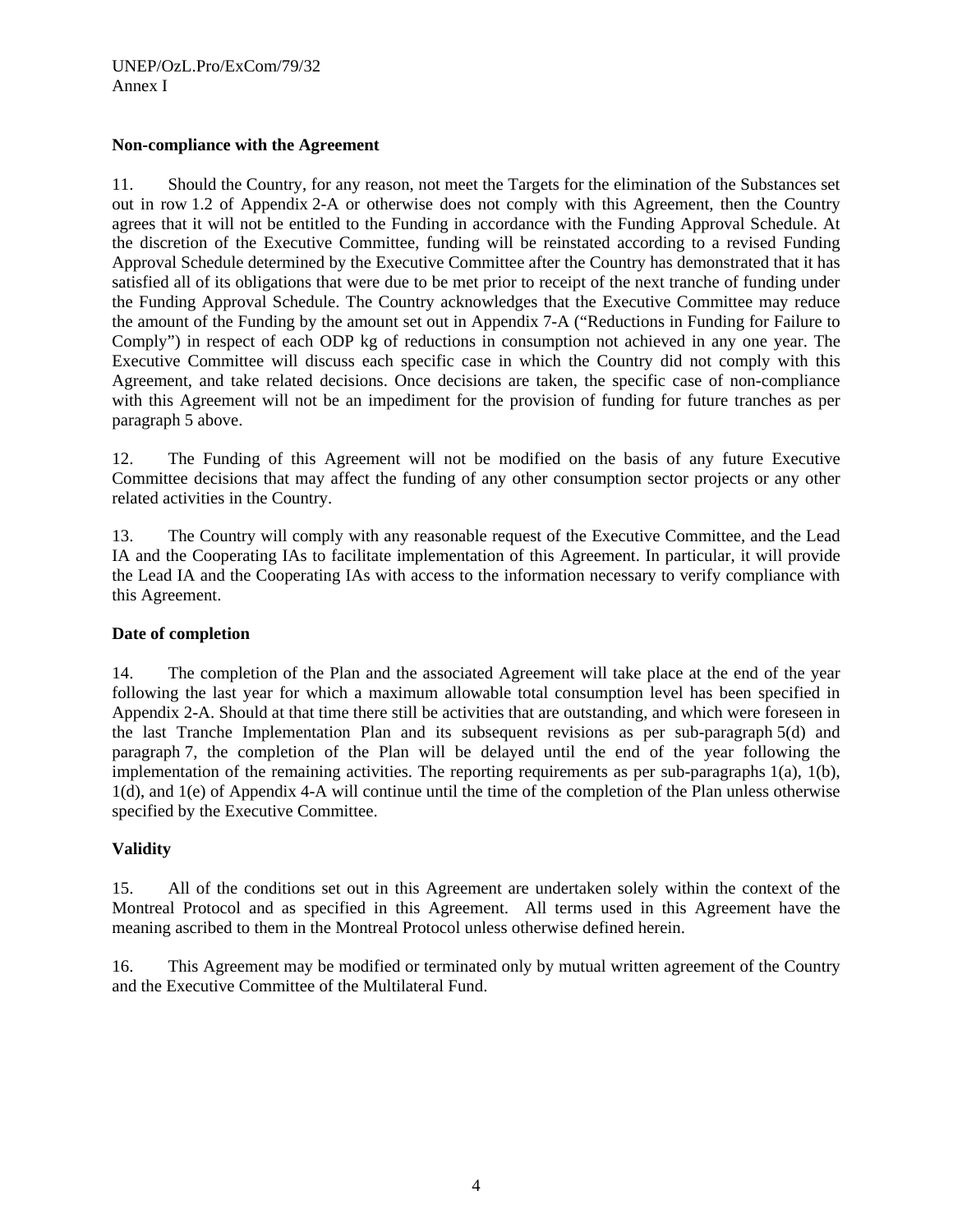**Non-compliance with the Agreement**

11. Should the Country, for any reason, not meet the Targets for the elimination of the Substances set out in row 1.2 of Appendix 2-A or otherwise does not comply with this Agreement, then the Country agrees that it will not be entitled to the Funding in accordance with the Funding Approval Schedule. At the discretion of the Executive Committee, funding will be reinstated according to a revised Funding Approval Schedule determined by the Executive Committee after the Country has demonstrated that it has satisfied all of its obligations that were due to be met prior to receipt of the next tranche of funding under the Funding Approval Schedule. The Country acknowledges that the Executive Committee may reduce the amount of the Funding by the amount set out in Appendix 7-A ("Reductions in Funding for Failure to Comply") in respect of each ODP kg of reductions in consumption not achieved in any one year. The Executive Committee will discuss each specific case in which the Country did not comply with this Agreement, and take related decisions. Once decisions are taken, the specific case of non-compliance with this Agreement will not be an impediment for the provision of funding for future tranches as per paragraph 5 above.

12. The Funding of this Agreement will not be modified on the basis of any future Executive Committee decisions that may affect the funding of any other consumption sector projects or any other related activities in the Country.

13. The Country will comply with any reasonable request of the Executive Committee, and the Lead IA and the Cooperating IAs to facilitate implementation of this Agreement. In particular, it will provide the Lead IA and the Cooperating IAs with access to the information necessary to verify compliance with this Agreement.

**Date of completion**

14. The completion of the Plan and the associated Agreement will take place at the end of the year following the last year for which a maximum allowable total consumption level has been specified in Appendix 2-A. Should at that time there still be activities that are outstanding, and which were foreseen in the last Tranche Implementation Plan and its subsequent revisions as per sub-paragraph 5(d) and paragraph 7, the completion of the Plan will be delayed until the end of the year following the implementation of the remaining activities. The reporting requirements as per sub-paragraphs 1(a), 1(b), 1(d), and 1(e) of Appendix 4-A will continue until the time of the completion of the Plan unless otherwise specified by the Executive Committee.

**Validity**

15. All of the conditions set out in this Agreement are undertaken solely within the context of the Montreal Protocol and as specified in this Agreement. All terms used in this Agreement have the meaning ascribed to them in the Montreal Protocol unless otherwise defined herein.

16. This Agreement may be modified or terminated only by mutual written agreement of the Country and the Executive Committee of the Multilateral Fund.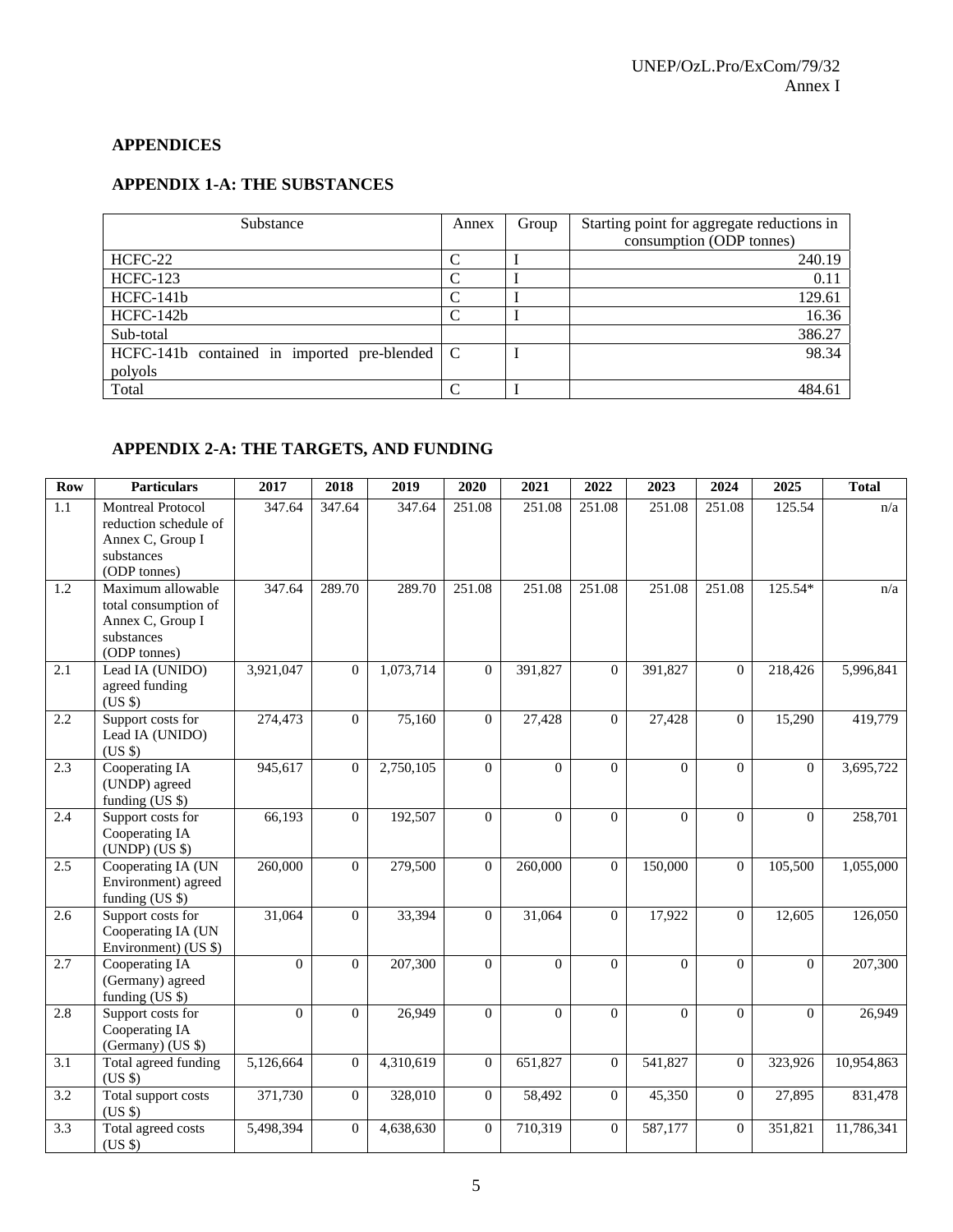## APPENDICES

### APPENDIX 1-A: THE SUBSTANCES

| Substance | Annex | Group | Starting point for aggregate reductions in consumption (ODP tonnes) |
|---|---|---|---|
| HCFC-22 | C | I | 240.19 |
| HCFC-123 | C | I | 0.11 |
| HCFC-141b | C | I | 129.61 |
| HCFC-142b | C | I | 16.36 |
| Sub-total | | | 386.27 |
| HCFC-141b contained in imported pre-blended polyols | C | I | 98.34 |
| Total | C | I | 484.61 |

### APPENDIX 2-A: THE TARGETS, AND FUNDING

| Row | Particulars | 2017 | 2018 | 2019 | 2020 | 2021 | 2022 | 2023 | 2024 | 2025 | Total |
|---|---|---|---|---|---|---|---|---|---|---|---|
| 1.1 | Montreal Protocol reduction schedule of Annex C, Group I substances (ODP tonnes) | 347.64 | 347.64 | 347.64 | 251.08 | 251.08 | 251.08 | 251.08 | 251.08 | 125.54 | n/a |
| 1.2 | Maximum allowable total consumption of Annex C, Group I substances (ODP tonnes) | 347.64 | 289.70 | 289.70 | 251.08 | 251.08 | 251.08 | 251.08 | 251.08 | 125.54* | n/a |
| 2.1 | Lead IA (UNIDO) agreed funding (US $) | 3,921,047 | 0 | 1,073,714 | 0 | 391,827 | 0 | 391,827 | 0 | 218,426 | 5,996,841 |
| 2.2 | Support costs for Lead IA (UNIDO) (US $) | 274,473 | 0 | 75,160 | 0 | 27,428 | 0 | 27,428 | 0 | 15,290 | 419,779 |
| 2.3 | Cooperating IA (UNDP) agreed funding (US $) | 945,617 | 0 | 2,750,105 | 0 | 0 | 0 | 0 | 0 | 0 | 3,695,722 |
| 2.4 | Support costs for Cooperating IA (UNDP) (US $) | 66,193 | 0 | 192,507 | 0 | 0 | 0 | 0 | 0 | 0 | 258,701 |
| 2.5 | Cooperating IA (UN Environment) agreed funding (US $) | 260,000 | 0 | 279,500 | 0 | 260,000 | 0 | 150,000 | 0 | 105,500 | 1,055,000 |
| 2.6 | Support costs for Cooperating IA (UN Environment) (US $) | 31,064 | 0 | 33,394 | 0 | 31,064 | 0 | 17,922 | 0 | 12,605 | 126,050 |
| 2.7 | Cooperating IA (Germany) agreed funding (US $) | 0 | 0 | 207,300 | 0 | 0 | 0 | 0 | 0 | 0 | 207,300 |
| 2.8 | Support costs for Cooperating IA (Germany) (US $) | 0 | 0 | 26,949 | 0 | 0 | 0 | 0 | 0 | 0 | 26,949 |
| 3.1 | Total agreed funding (US $) | 5,126,664 | 0 | 4,310,619 | 0 | 651,827 | 0 | 541,827 | 0 | 323,926 | 10,954,863 |
| 3.2 | Total support costs (US $) | 371,730 | 0 | 328,010 | 0 | 58,492 | 0 | 45,350 | 0 | 27,895 | 831,478 |
| 3.3 | Total agreed costs (US $) | 5,498,394 | 0 | 4,638,630 | 0 | 710,319 | 0 | 587,177 | 0 | 351,821 | 11,786,341 |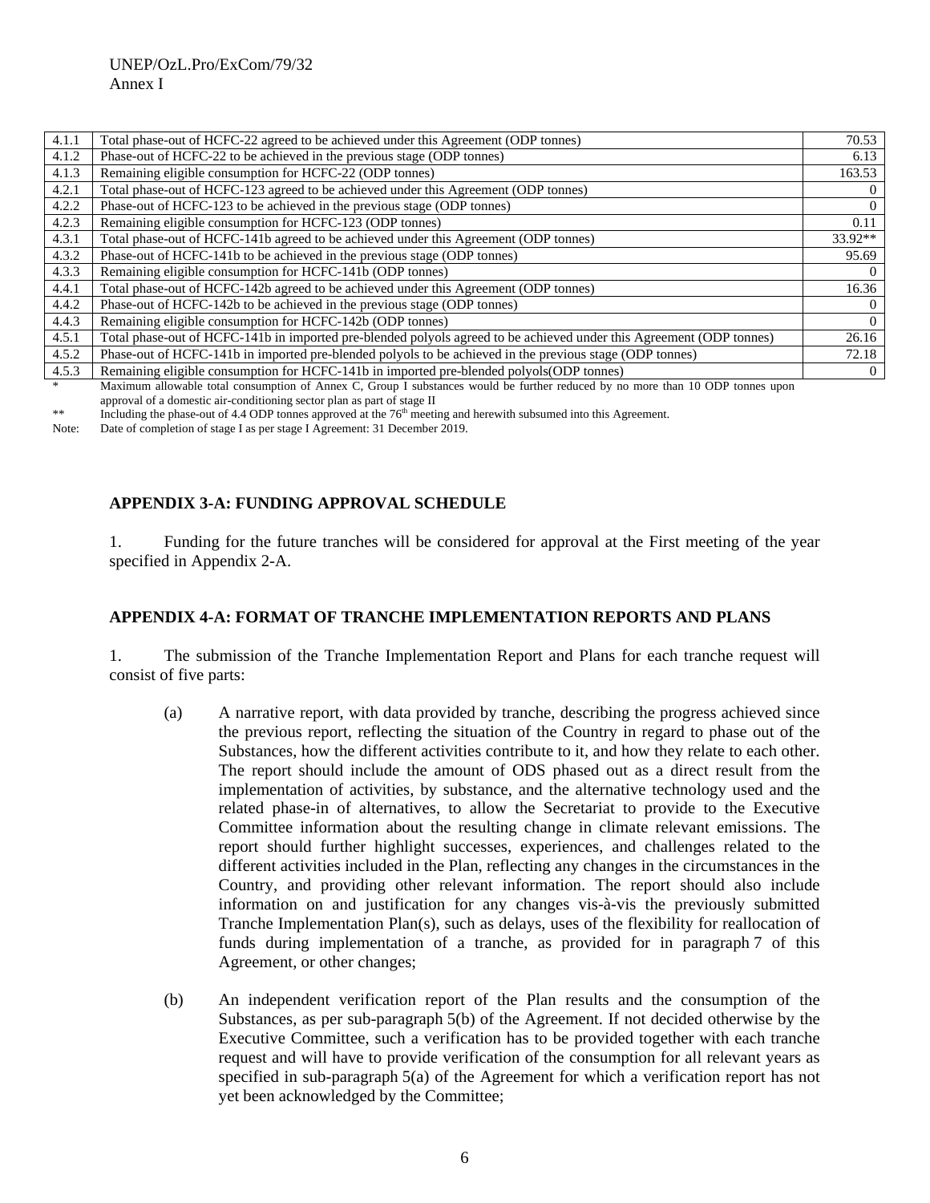| | | |
|---|---|---|
| 4.1.1 | Total phase-out of HCFC-22 agreed to be achieved under this Agreement (ODP tonnes) | 70.53 |
| 4.1.2 | Phase-out of HCFC-22 to be achieved in the previous stage (ODP tonnes) | 6.13 |
| 4.1.3 | Remaining eligible consumption for HCFC-22 (ODP tonnes) | 163.53 |
| 4.2.1 | Total phase-out of HCFC-123 agreed to be achieved under this Agreement (ODP tonnes) | 0 |
| 4.2.2 | Phase-out of HCFC-123 to be achieved in the previous stage (ODP tonnes) | 0 |
| 4.2.3 | Remaining eligible consumption for HCFC-123 (ODP tonnes) | 0.11 |
| 4.3.1 | Total phase-out of HCFC-141b agreed to be achieved under this Agreement (ODP tonnes) | 33.92** |
| 4.3.2 | Phase-out of HCFC-141b to be achieved in the previous stage (ODP tonnes) | 95.69 |
| 4.3.3 | Remaining eligible consumption for HCFC-141b (ODP tonnes) | 0 |
| 4.4.1 | Total phase-out of HCFC-142b agreed to be achieved under this Agreement (ODP tonnes) | 16.36 |
| 4.4.2 | Phase-out of HCFC-142b to be achieved in the previous stage (ODP tonnes) | 0 |
| 4.4.3 | Remaining eligible consumption for HCFC-142b (ODP tonnes) | 0 |
| 4.5.1 | Total phase-out of HCFC-141b in imported pre-blended polyols agreed to be achieved under this Agreement (ODP tonnes) | 26.16 |
| 4.5.2 | Phase-out of HCFC-141b in imported pre-blended polyols to be achieved in the previous stage (ODP tonnes) | 72.18 |
| 4.5.3 | Remaining eligible consumption for HCFC-141b in imported pre-blended polyols(ODP tonnes) | 0 |

\* Maximum allowable total consumption of Annex C, Group I substances would be further reduced by no more than 10 ODP tonnes upon approval of a domestic air-conditioning sector plan as part of stage II

** Including the phase-out of 4.4 ODP tonnes approved at the 76th meeting and herewith subsumed into this Agreement.

Note: Date of completion of stage I as per stage I Agreement: 31 December 2019.

## APPENDIX 3-A: FUNDING APPROVAL SCHEDULE

1. Funding for the future tranches will be considered for approval at the First meeting of the year specified in Appendix 2-A.

## APPENDIX 4-A: FORMAT OF TRANCHE IMPLEMENTATION REPORTS AND PLANS

1. The submission of the Tranche Implementation Report and Plans for each tranche request will consist of five parts:

(a) A narrative report, with data provided by tranche, describing the progress achieved since the previous report, reflecting the situation of the Country in regard to phase out of the Substances, how the different activities contribute to it, and how they relate to each other. The report should include the amount of ODS phased out as a direct result from the implementation of activities, by substance, and the alternative technology used and the related phase-in of alternatives, to allow the Secretariat to provide to the Executive Committee information about the resulting change in climate relevant emissions. The report should further highlight successes, experiences, and challenges related to the different activities included in the Plan, reflecting any changes in the circumstances in the Country, and providing other relevant information. The report should also include information on and justification for any changes vis-à-vis the previously submitted Tranche Implementation Plan(s), such as delays, uses of the flexibility for reallocation of funds during implementation of a tranche, as provided for in paragraph 7 of this Agreement, or other changes;

(b) An independent verification report of the Plan results and the consumption of the Substances, as per sub-paragraph 5(b) of the Agreement. If not decided otherwise by the Executive Committee, such a verification has to be provided together with each tranche request and will have to provide verification of the consumption for all relevant years as specified in sub-paragraph 5(a) of the Agreement for which a verification report has not yet been acknowledged by the Committee;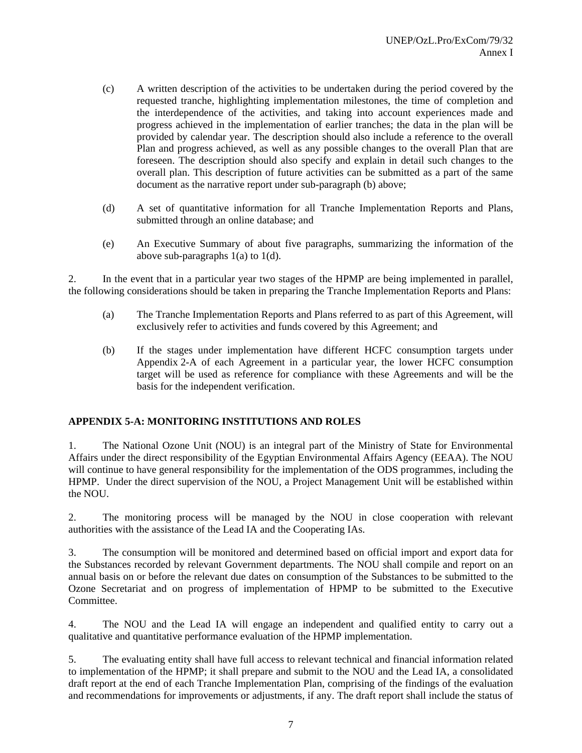(c) A written description of the activities to be undertaken during the period covered by the requested tranche, highlighting implementation milestones, the time of completion and the interdependence of the activities, and taking into account experiences made and progress achieved in the implementation of earlier tranches; the data in the plan will be provided by calendar year. The description should also include a reference to the overall Plan and progress achieved, as well as any possible changes to the overall Plan that are foreseen. The description should also specify and explain in detail such changes to the overall plan. This description of future activities can be submitted as a part of the same document as the narrative report under sub-paragraph (b) above;

(d) A set of quantitative information for all Tranche Implementation Reports and Plans, submitted through an online database; and

(e) An Executive Summary of about five paragraphs, summarizing the information of the above sub-paragraphs 1(a) to 1(d).

2. In the event that in a particular year two stages of the HPMP are being implemented in parallel, the following considerations should be taken in preparing the Tranche Implementation Reports and Plans:

(a) The Tranche Implementation Reports and Plans referred to as part of this Agreement, will exclusively refer to activities and funds covered by this Agreement; and

(b) If the stages under implementation have different HCFC consumption targets under Appendix 2-A of each Agreement in a particular year, the lower HCFC consumption target will be used as reference for compliance with these Agreements and will be the basis for the independent verification.

**APPENDIX 5-A: MONITORING INSTITUTIONS AND ROLES**

1. The National Ozone Unit (NOU) is an integral part of the Ministry of State for Environmental Affairs under the direct responsibility of the Egyptian Environmental Affairs Agency (EEAA). The NOU will continue to have general responsibility for the implementation of the ODS programmes, including the HPMP. Under the direct supervision of the NOU, a Project Management Unit will be established within the NOU.

2. The monitoring process will be managed by the NOU in close cooperation with relevant authorities with the assistance of the Lead IA and the Cooperating IAs.

3. The consumption will be monitored and determined based on official import and export data for the Substances recorded by relevant Government departments. The NOU shall compile and report on an annual basis on or before the relevant due dates on consumption of the Substances to be submitted to the Ozone Secretariat and on progress of implementation of HPMP to be submitted to the Executive Committee.

4. The NOU and the Lead IA will engage an independent and qualified entity to carry out a qualitative and quantitative performance evaluation of the HPMP implementation.

5. The evaluating entity shall have full access to relevant technical and financial information related to implementation of the HPMP; it shall prepare and submit to the NOU and the Lead IA, a consolidated draft report at the end of each Tranche Implementation Plan, comprising of the findings of the evaluation and recommendations for improvements or adjustments, if any. The draft report shall include the status of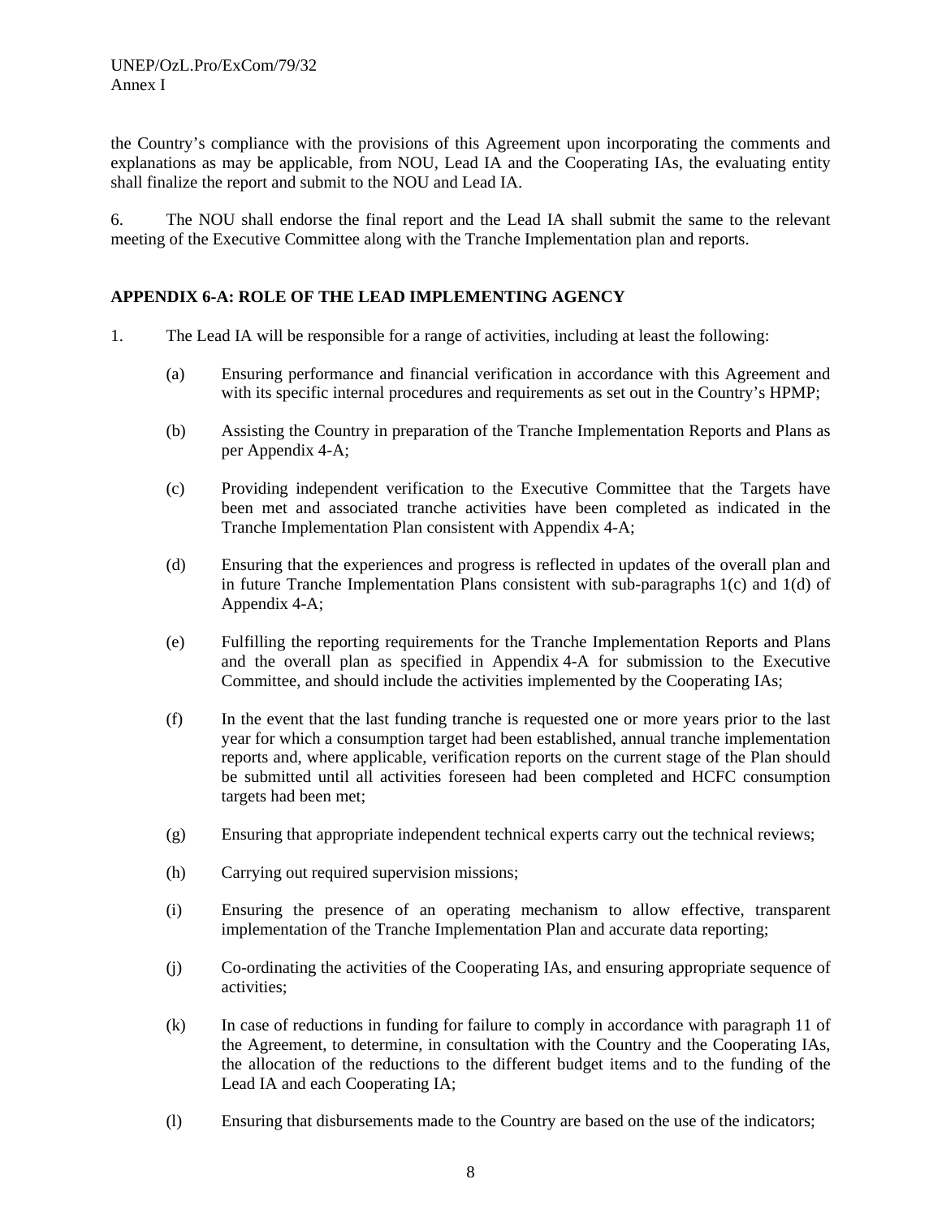the Country's compliance with the provisions of this Agreement upon incorporating the comments and explanations as may be applicable, from NOU, Lead IA and the Cooperating IAs, the evaluating entity shall finalize the report and submit to the NOU and Lead IA.

6. The NOU shall endorse the final report and the Lead IA shall submit the same to the relevant meeting of the Executive Committee along with the Tranche Implementation plan and reports.

## APPENDIX 6-A: ROLE OF THE LEAD IMPLEMENTING AGENCY

1. The Lead IA will be responsible for a range of activities, including at least the following:

   (a) Ensuring performance and financial verification in accordance with this Agreement and with its specific internal procedures and requirements as set out in the Country's HPMP;

   (b) Assisting the Country in preparation of the Tranche Implementation Reports and Plans as per Appendix 4-A;

   (c) Providing independent verification to the Executive Committee that the Targets have been met and associated tranche activities have been completed as indicated in the Tranche Implementation Plan consistent with Appendix 4-A;

   (d) Ensuring that the experiences and progress is reflected in updates of the overall plan and in future Tranche Implementation Plans consistent with sub-paragraphs 1(c) and 1(d) of Appendix 4-A;

   (e) Fulfilling the reporting requirements for the Tranche Implementation Reports and Plans and the overall plan as specified in Appendix 4-A for submission to the Executive Committee, and should include the activities implemented by the Cooperating IAs;

   (f) In the event that the last funding tranche is requested one or more years prior to the last year for which a consumption target had been established, annual tranche implementation reports and, where applicable, verification reports on the current stage of the Plan should be submitted until all activities foreseen had been completed and HCFC consumption targets had been met;

   (g) Ensuring that appropriate independent technical experts carry out the technical reviews;

   (h) Carrying out required supervision missions;

   (i) Ensuring the presence of an operating mechanism to allow effective, transparent implementation of the Tranche Implementation Plan and accurate data reporting;

   (j) Co-ordinating the activities of the Cooperating IAs, and ensuring appropriate sequence of activities;

   (k) In case of reductions in funding for failure to comply in accordance with paragraph 11 of the Agreement, to determine, in consultation with the Country and the Cooperating IAs, the allocation of the reductions to the different budget items and to the funding of the Lead IA and each Cooperating IA;

   (l) Ensuring that disbursements made to the Country are based on the use of the indicators;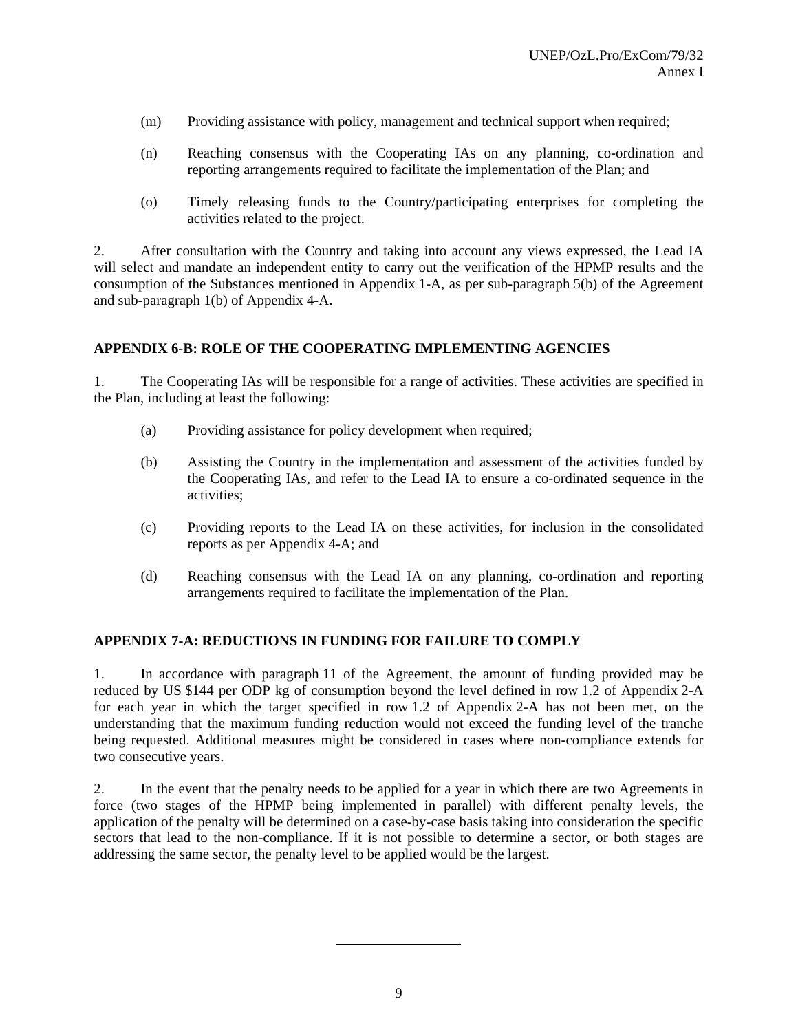(m) Providing assistance with policy, management and technical support when required;

(n) Reaching consensus with the Cooperating IAs on any planning, co-ordination and reporting arrangements required to facilitate the implementation of the Plan; and

(o) Timely releasing funds to the Country/participating enterprises for completing the activities related to the project.

2. After consultation with the Country and taking into account any views expressed, the Lead IA will select and mandate an independent entity to carry out the verification of the HPMP results and the consumption of the Substances mentioned in Appendix 1-A, as per sub-paragraph 5(b) of the Agreement and sub-paragraph 1(b) of Appendix 4-A.

**APPENDIX 6-B: ROLE OF THE COOPERATING IMPLEMENTING AGENCIES**

1. The Cooperating IAs will be responsible for a range of activities. These activities are specified in the Plan, including at least the following:

(a) Providing assistance for policy development when required;

(b) Assisting the Country in the implementation and assessment of the activities funded by the Cooperating IAs, and refer to the Lead IA to ensure a co-ordinated sequence in the activities;

(c) Providing reports to the Lead IA on these activities, for inclusion in the consolidated reports as per Appendix 4-A; and

(d) Reaching consensus with the Lead IA on any planning, co-ordination and reporting arrangements required to facilitate the implementation of the Plan.

**APPENDIX 7-A: REDUCTIONS IN FUNDING FOR FAILURE TO COMPLY**

1. In accordance with paragraph 11 of the Agreement, the amount of funding provided may be reduced by US $144 per ODP kg of consumption beyond the level defined in row 1.2 of Appendix 2-A for each year in which the target specified in row 1.2 of Appendix 2-A has not been met, on the understanding that the maximum funding reduction would not exceed the funding level of the tranche being requested. Additional measures might be considered in cases where non-compliance extends for two consecutive years.

2. In the event that the penalty needs to be applied for a year in which there are two Agreements in force (two stages of the HPMP being implemented in parallel) with different penalty levels, the application of the penalty will be determined on a case-by-case basis taking into consideration the specific sectors that lead to the non-compliance. If it is not possible to determine a sector, or both stages are addressing the same sector, the penalty level to be applied would be the largest.